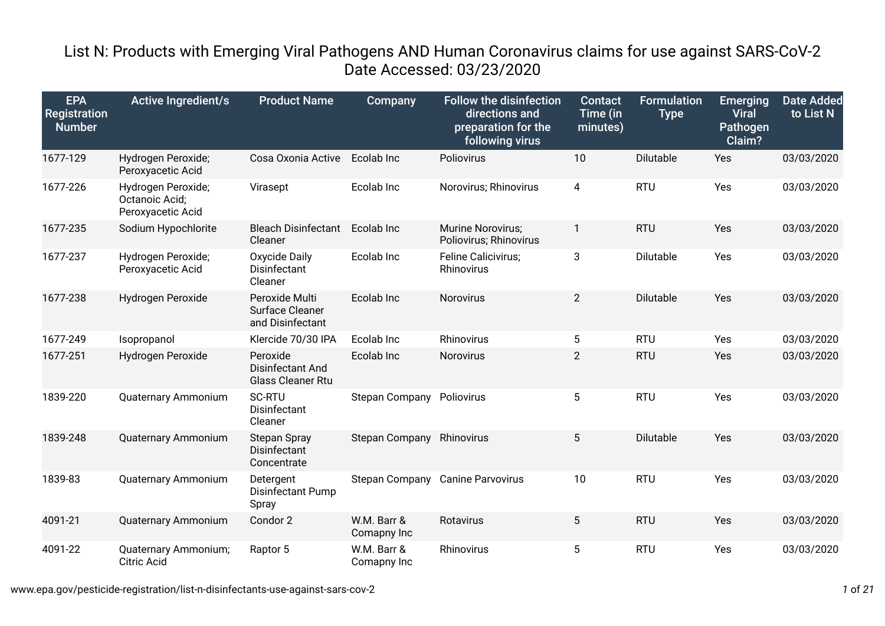# List N: Products with Emerging Viral Pathogens AND Human Coronavirus claims for use against SARS-CoV-2

Date Accessed: 03/23/2020

| EPA Registration Number | Active Ingredient/s | Product Name | Company | Follow the disinfection directions and preparation for the following virus | Contact Time (in minutes) | Formulation Type | Emerging Viral Pathogen Claim? | Date Added to List N |
|---|---|---|---|---|---|---|---|---|
| 1677-129 | Hydrogen Peroxide; Peroxyacetic Acid | Cosa Oxonia Active | Ecolab Inc | Poliovirus | 10 | Dilutable | Yes | 03/03/2020 |
| 1677-226 | Hydrogen Peroxide; Octanoic Acid; Peroxyacetic Acid | Virasept | Ecolab Inc | Norovirus; Rhinovirus | 4 | RTU | Yes | 03/03/2020 |
| 1677-235 | Sodium Hypochlorite | Bleach Disinfectant Cleaner | Ecolab Inc | Murine Norovirus; Poliovirus; Rhinovirus | 1 | RTU | Yes | 03/03/2020 |
| 1677-237 | Hydrogen Peroxide; Peroxyacetic Acid | Oxycide Daily Disinfectant Cleaner | Ecolab Inc | Feline Calicivirus; Rhinovirus | 3 | Dilutable | Yes | 03/03/2020 |
| 1677-238 | Hydrogen Peroxide | Peroxide Multi Surface Cleaner and Disinfectant | Ecolab Inc | Norovirus | 2 | Dilutable | Yes | 03/03/2020 |
| 1677-249 | Isopropanol | Klercide 70/30 IPA | Ecolab Inc | Rhinovirus | 5 | RTU | Yes | 03/03/2020 |
| 1677-251 | Hydrogen Peroxide | Peroxide Disinfectant And Glass Cleaner Rtu | Ecolab Inc | Norovirus | 2 | RTU | Yes | 03/03/2020 |
| 1839-220 | Quaternary Ammonium | SC-RTU Disinfectant Cleaner | Stepan Company | Poliovirus | 5 | RTU | Yes | 03/03/2020 |
| 1839-248 | Quaternary Ammonium | Stepan Spray Disinfectant Concentrate | Stepan Company | Rhinovirus | 5 | Dilutable | Yes | 03/03/2020 |
| 1839-83 | Quaternary Ammonium | Detergent Disinfectant Pump Spray | Stepan Company | Canine Parvovirus | 10 | RTU | Yes | 03/03/2020 |
| 4091-21 | Quaternary Ammonium | Condor 2 | W.M. Barr & Comapny Inc | Rotavirus | 5 | RTU | Yes | 03/03/2020 |
| 4091-22 | Quaternary Ammonium; Citric Acid | Raptor 5 | W.M. Barr & Comapny Inc | Rhinovirus | 5 | RTU | Yes | 03/03/2020 |

www.epa.gov/pesticide-registration/list-n-disinfectants-use-against-sars-cov-2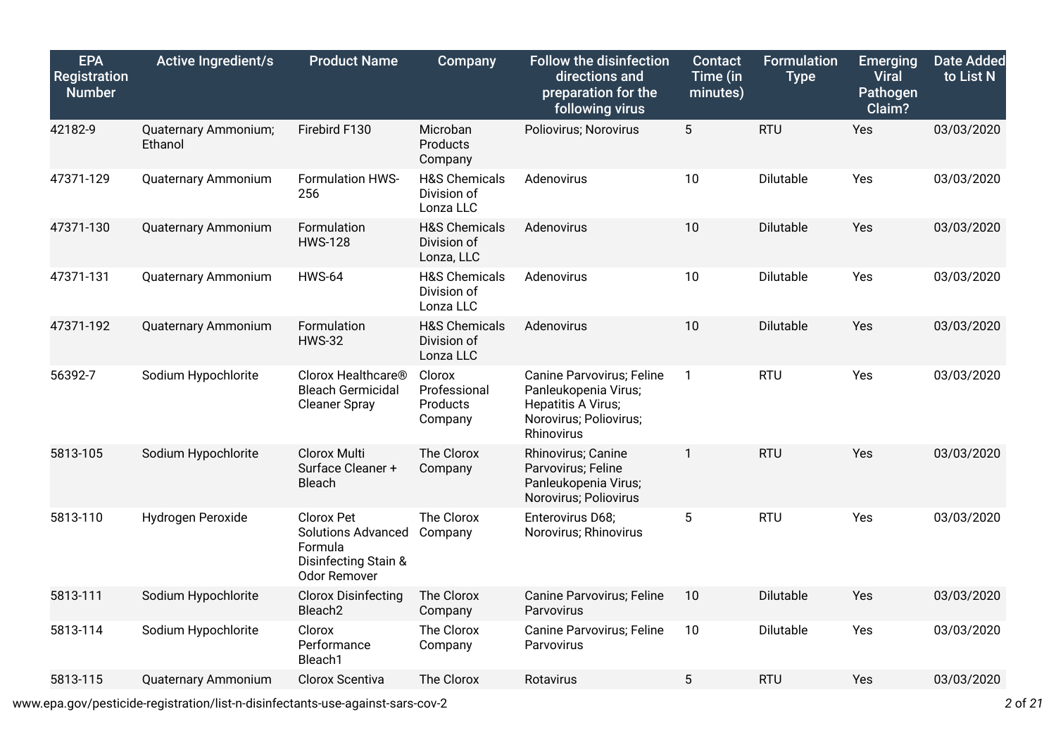| EPA Registration Number | Active Ingredient/s | Product Name | Company | Follow the disinfection directions and preparation for the following virus | Contact Time (in minutes) | Formulation Type | Emerging Viral Pathogen Claim? | Date Added to List N |
|---|---|---|---|---|---|---|---|---|
| 42182-9 | Quaternary Ammonium; Ethanol | Firebird F130 | Microban Products Company | Poliovirus; Norovirus | 5 | RTU | Yes | 03/03/2020 |
| 47371-129 | Quaternary Ammonium | Formulation HWS-256 | H&S Chemicals Division of Lonza LLC | Adenovirus | 10 | Dilutable | Yes | 03/03/2020 |
| 47371-130 | Quaternary Ammonium | Formulation HWS-128 | H&S Chemicals Division of Lonza, LLC | Adenovirus | 10 | Dilutable | Yes | 03/03/2020 |
| 47371-131 | Quaternary Ammonium | HWS-64 | H&S Chemicals Division of Lonza LLC | Adenovirus | 10 | Dilutable | Yes | 03/03/2020 |
| 47371-192 | Quaternary Ammonium | Formulation HWS-32 | H&S Chemicals Division of Lonza LLC | Adenovirus | 10 | Dilutable | Yes | 03/03/2020 |
| 56392-7 | Sodium Hypochlorite | Clorox Healthcare® Bleach Germicidal Cleaner Spray | Clorox Professional Products Company | Canine Parvovirus; Feline Panleukopenia Virus; Hepatitis A Virus; Norovirus; Poliovirus; Rhinovirus | 1 | RTU | Yes | 03/03/2020 |
| 5813-105 | Sodium Hypochlorite | Clorox Multi Surface Cleaner + Bleach | The Clorox Company | Rhinovirus; Canine Parvovirus; Feline Panleukopenia Virus; Norovirus; Poliovirus | 1 | RTU | Yes | 03/03/2020 |
| 5813-110 | Hydrogen Peroxide | Clorox Pet Solutions Advanced Formula Disinfecting Stain & Odor Remover | The Clorox Company | Enterovirus D68; Norovirus; Rhinovirus | 5 | RTU | Yes | 03/03/2020 |
| 5813-111 | Sodium Hypochlorite | Clorox Disinfecting Bleach2 | The Clorox Company | Canine Parvovirus; Feline Parvovirus | 10 | Dilutable | Yes | 03/03/2020 |
| 5813-114 | Sodium Hypochlorite | Clorox Performance Bleach1 | The Clorox Company | Canine Parvovirus; Feline Parvovirus | 10 | Dilutable | Yes | 03/03/2020 |
| 5813-115 | Quaternary Ammonium | Clorox Scentiva | The Clorox | Rotavirus | 5 | RTU | Yes | 03/03/2020 |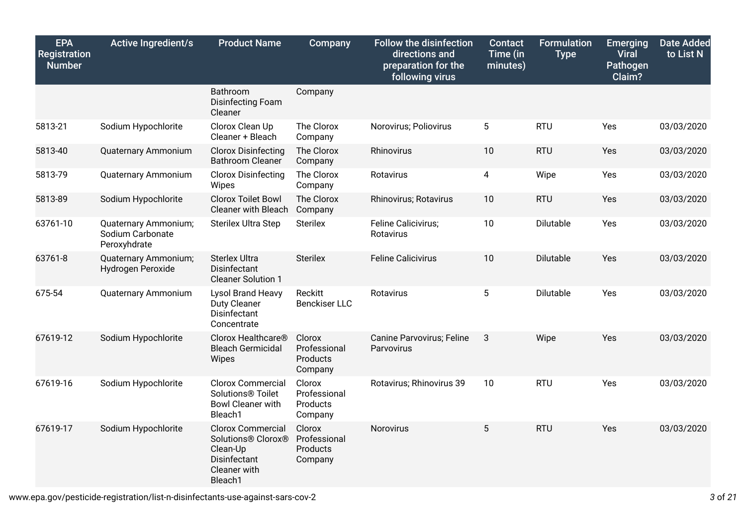| EPA Registration Number | Active Ingredient/s | Product Name | Company | Follow the disinfection directions and preparation for the following virus | Contact Time (in minutes) | Formulation Type | Emerging Viral Pathogen Claim? | Date Added to List N |
|---|---|---|---|---|---|---|---|---|
| | | Bathroom Disinfecting Foam Cleaner | Company | | | | | |
| 5813-21 | Sodium Hypochlorite | Clorox Clean Up Cleaner + Bleach | The Clorox Company | Norovirus; Poliovirus | 5 | RTU | Yes | 03/03/2020 |
| 5813-40 | Quaternary Ammonium | Clorox Disinfecting Bathroom Cleaner | The Clorox Company | Rhinovirus | 10 | RTU | Yes | 03/03/2020 |
| 5813-79 | Quaternary Ammonium | Clorox Disinfecting Wipes | The Clorox Company | Rotavirus | 4 | Wipe | Yes | 03/03/2020 |
| 5813-89 | Sodium Hypochlorite | Clorox Toilet Bowl Cleaner with Bleach | The Clorox Company | Rhinovirus; Rotavirus | 10 | RTU | Yes | 03/03/2020 |
| 63761-10 | Quaternary Ammonium; Sodium Carbonate Peroxyhdrate | Sterilex Ultra Step | Sterilex | Feline Calicivirus; Rotavirus | 10 | Dilutable | Yes | 03/03/2020 |
| 63761-8 | Quaternary Ammonium; Hydrogen Peroxide | Sterlex Ultra Disinfectant Cleaner Solution 1 | Sterilex | Feline Calicivirus | 10 | Dilutable | Yes | 03/03/2020 |
| 675-54 | Quaternary Ammonium | Lysol Brand Heavy Duty Cleaner Disinfectant Concentrate | Reckitt Benckiser LLC | Rotavirus | 5 | Dilutable | Yes | 03/03/2020 |
| 67619-12 | Sodium Hypochlorite | Clorox Healthcare® Bleach Germicidal Wipes | Clorox Professional Products Company | Canine Parvovirus; Feline Parvovirus | 3 | Wipe | Yes | 03/03/2020 |
| 67619-16 | Sodium Hypochlorite | Clorox Commercial Solutions® Toilet Bowl Cleaner with Bleach1 | Clorox Professional Products Company | Rotavirus; Rhinovirus 39 | 10 | RTU | Yes | 03/03/2020 |
| 67619-17 | Sodium Hypochlorite | Clorox Commercial Solutions® Clorox® Clean-Up Disinfectant Cleaner with Bleach1 | Clorox Professional Products Company | Norovirus | 5 | RTU | Yes | 03/03/2020 |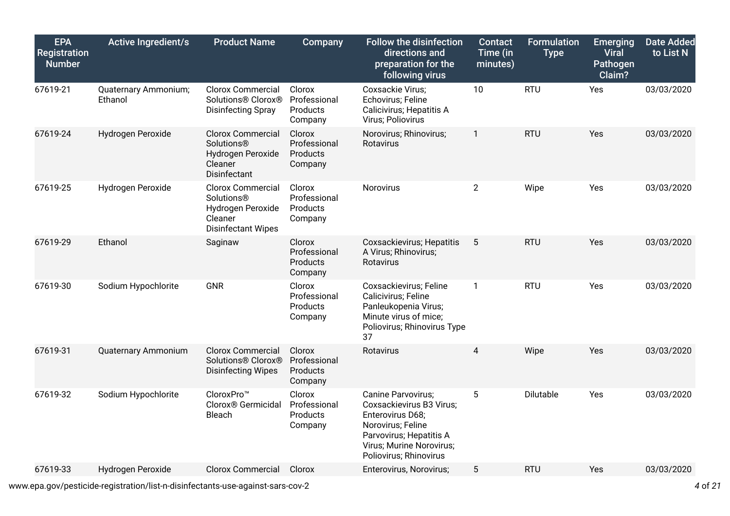| EPA Registration Number | Active Ingredient/s | Product Name | Company | Follow the disinfection directions and preparation for the following virus | Contact Time (in minutes) | Formulation Type | Emerging Viral Pathogen Claim? | Date Added to List N |
|---|---|---|---|---|---|---|---|---|
| 67619-21 | Quaternary Ammonium; Ethanol | Clorox Commercial Solutions® Clorox® Disinfecting Spray | Clorox Professional Products Company | Coxsackie Virus; Echovirus; Feline Calicivirus; Hepatitis A Virus; Poliovirus | 10 | RTU | Yes | 03/03/2020 |
| 67619-24 | Hydrogen Peroxide | Clorox Commercial Solutions® Hydrogen Peroxide Cleaner Disinfectant | Clorox Professional Products Company | Norovirus; Rhinovirus; Rotavirus | 1 | RTU | Yes | 03/03/2020 |
| 67619-25 | Hydrogen Peroxide | Clorox Commercial Solutions® Hydrogen Peroxide Cleaner Disinfectant Wipes | Clorox Professional Products Company | Norovirus | 2 | Wipe | Yes | 03/03/2020 |
| 67619-29 | Ethanol | Saginaw | Clorox Professional Products Company | Coxsackievirus; Hepatitis A Virus; Rhinovirus; Rotavirus | 5 | RTU | Yes | 03/03/2020 |
| 67619-30 | Sodium Hypochlorite | GNR | Clorox Professional Products Company | Coxsackievirus; Feline Calicivirus; Feline Panleukopenia Virus; Minute virus of mice; Poliovirus; Rhinovirus Type 37 | 1 | RTU | Yes | 03/03/2020 |
| 67619-31 | Quaternary Ammonium | Clorox Commercial Solutions® Clorox® Disinfecting Wipes | Clorox Professional Products Company | Rotavirus | 4 | Wipe | Yes | 03/03/2020 |
| 67619-32 | Sodium Hypochlorite | CloroxPro™ Clorox® Germicidal Bleach | Clorox Professional Products Company | Canine Parvovirus; Coxsackievirus B3 Virus; Enterovirus D68; Norovirus; Feline Parvovirus; Hepatitis A Virus; Murine Norovirus; Poliovirus; Rhinovirus | 5 | Dilutable | Yes | 03/03/2020 |
| 67619-33 | Hydrogen Peroxide | Clorox Commercial | Clorox | Enterovirus, Norovirus; | 5 | RTU | Yes | 03/03/2020 |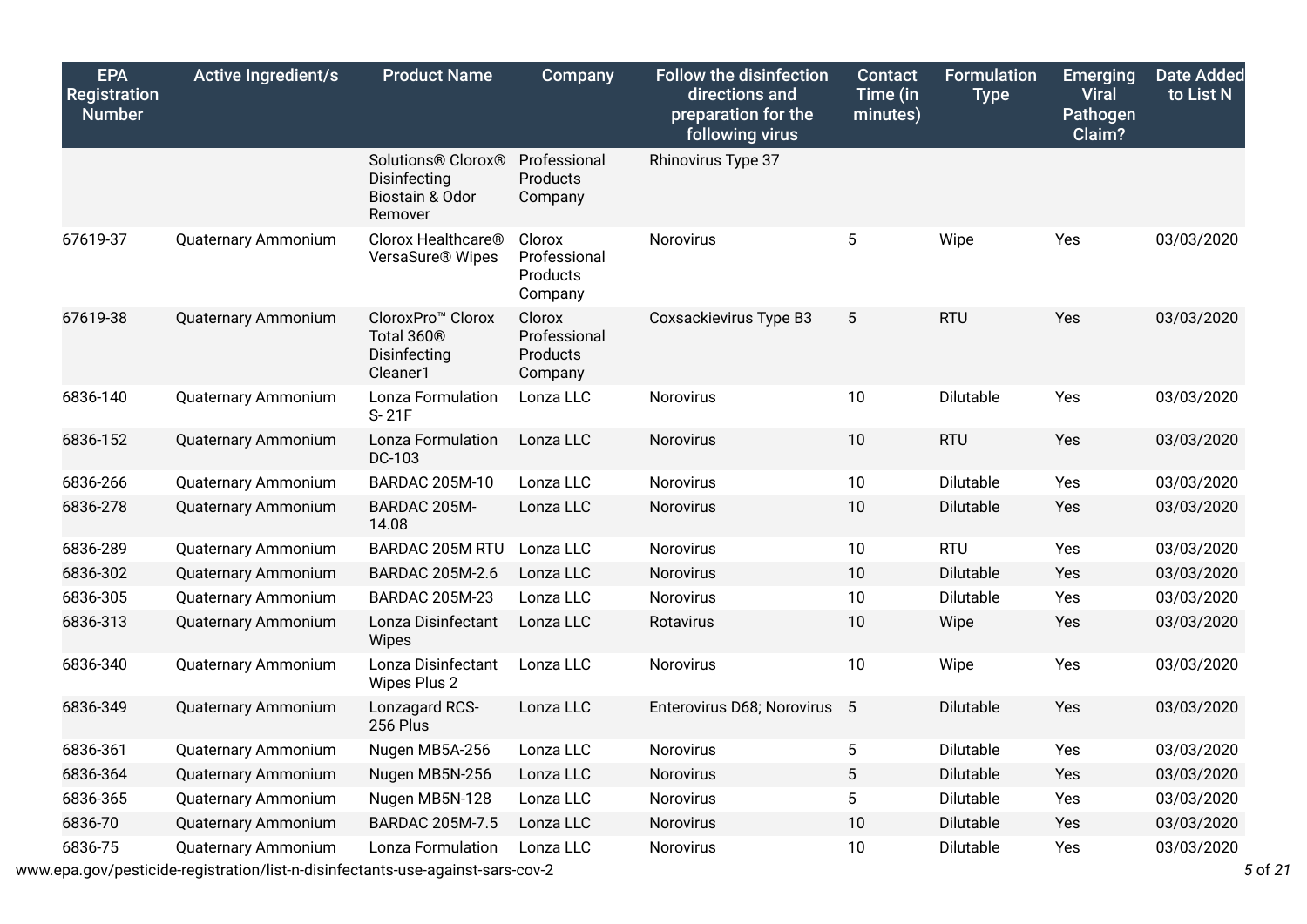| EPA Registration Number | Active Ingredient/s | Product Name | Company | Follow the disinfection directions and preparation for the following virus | Contact Time (in minutes) | Formulation Type | Emerging Viral Pathogen Claim? | Date Added to List N |
|---|---|---|---|---|---|---|---|---|
| | | Solutions® Clorox® Disinfecting Biostain & Odor Remover | Professional Products Company | Rhinovirus Type 37 | | | | |
| 67619-37 | Quaternary Ammonium | Clorox Healthcare® VersaSure® Wipes | Clorox Professional Products Company | Norovirus | 5 | Wipe | Yes | 03/03/2020 |
| 67619-38 | Quaternary Ammonium | CloroxPro™ Clorox Total 360® Disinfecting Cleaner1 | Clorox Professional Products Company | Coxsackievirus Type B3 | 5 | RTU | Yes | 03/03/2020 |
| 6836-140 | Quaternary Ammonium | Lonza Formulation S- 21F | Lonza LLC | Norovirus | 10 | Dilutable | Yes | 03/03/2020 |
| 6836-152 | Quaternary Ammonium | Lonza Formulation DC-103 | Lonza LLC | Norovirus | 10 | RTU | Yes | 03/03/2020 |
| 6836-266 | Quaternary Ammonium | BARDAC 205M-10 | Lonza LLC | Norovirus | 10 | Dilutable | Yes | 03/03/2020 |
| 6836-278 | Quaternary Ammonium | BARDAC 205M-14.08 | Lonza LLC | Norovirus | 10 | Dilutable | Yes | 03/03/2020 |
| 6836-289 | Quaternary Ammonium | BARDAC 205M RTU | Lonza LLC | Norovirus | 10 | RTU | Yes | 03/03/2020 |
| 6836-302 | Quaternary Ammonium | BARDAC 205M-2.6 | Lonza LLC | Norovirus | 10 | Dilutable | Yes | 03/03/2020 |
| 6836-305 | Quaternary Ammonium | BARDAC 205M-23 | Lonza LLC | Norovirus | 10 | Dilutable | Yes | 03/03/2020 |
| 6836-313 | Quaternary Ammonium | Lonza Disinfectant Wipes | Lonza LLC | Rotavirus | 10 | Wipe | Yes | 03/03/2020 |
| 6836-340 | Quaternary Ammonium | Lonza Disinfectant Wipes Plus 2 | Lonza LLC | Norovirus | 10 | Wipe | Yes | 03/03/2020 |
| 6836-349 | Quaternary Ammonium | Lonzagard RCS-256 Plus | Lonza LLC | Enterovirus D68; Norovirus | 5 | Dilutable | Yes | 03/03/2020 |
| 6836-361 | Quaternary Ammonium | Nugen MB5A-256 | Lonza LLC | Norovirus | 5 | Dilutable | Yes | 03/03/2020 |
| 6836-364 | Quaternary Ammonium | Nugen MB5N-256 | Lonza LLC | Norovirus | 5 | Dilutable | Yes | 03/03/2020 |
| 6836-365 | Quaternary Ammonium | Nugen MB5N-128 | Lonza LLC | Norovirus | 5 | Dilutable | Yes | 03/03/2020 |
| 6836-70 | Quaternary Ammonium | BARDAC 205M-7.5 | Lonza LLC | Norovirus | 10 | Dilutable | Yes | 03/03/2020 |
| 6836-75 | Quaternary Ammonium | Lonza Formulation | Lonza LLC | Norovirus | 10 | Dilutable | Yes | 03/03/2020 |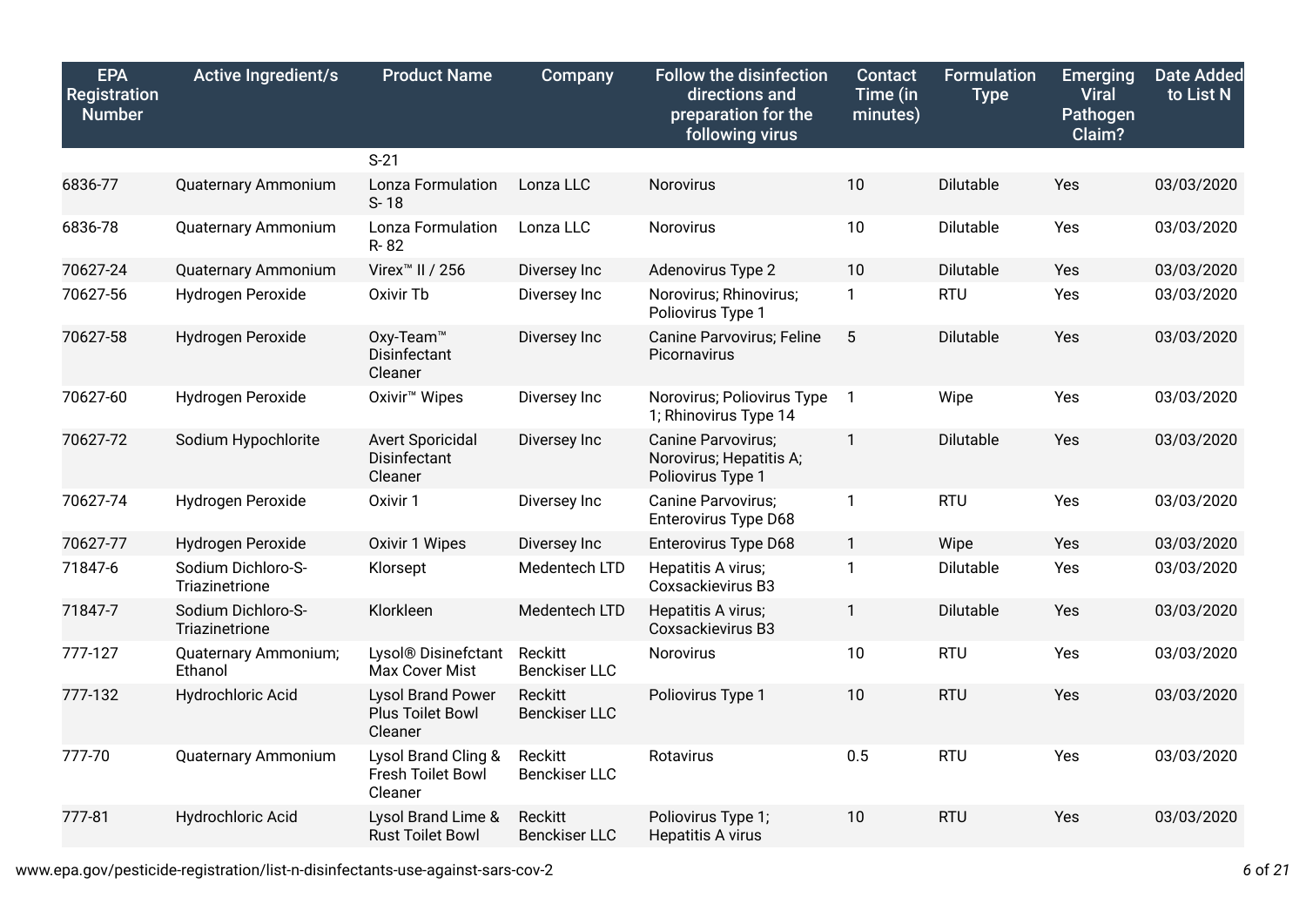| EPA Registration Number | Active Ingredient/s | Product Name | Company | Follow the disinfection directions and preparation for the following virus | Contact Time (in minutes) | Formulation Type | Emerging Viral Pathogen Claim? | Date Added to List N |
|---|---|---|---|---|---|---|---|---|
| | | S-21 | | | | | | |
| 6836-77 | Quaternary Ammonium | Lonza Formulation S- 18 | Lonza LLC | Norovirus | 10 | Dilutable | Yes | 03/03/2020 |
| 6836-78 | Quaternary Ammonium | Lonza Formulation R- 82 | Lonza LLC | Norovirus | 10 | Dilutable | Yes | 03/03/2020 |
| 70627-24 | Quaternary Ammonium | Virex™ II / 256 | Diversey Inc | Adenovirus Type 2 | 10 | Dilutable | Yes | 03/03/2020 |
| 70627-56 | Hydrogen Peroxide | Oxivir Tb | Diversey Inc | Norovirus; Rhinovirus; Poliovirus Type 1 | 1 | RTU | Yes | 03/03/2020 |
| 70627-58 | Hydrogen Peroxide | Oxy-Team™ Disinfectant Cleaner | Diversey Inc | Canine Parvovirus; Feline Picornavirus | 5 | Dilutable | Yes | 03/03/2020 |
| 70627-60 | Hydrogen Peroxide | Oxivir™ Wipes | Diversey Inc | Norovirus; Poliovirus Type 1; Rhinovirus Type 14 | 1 | Wipe | Yes | 03/03/2020 |
| 70627-72 | Sodium Hypochlorite | Avert Sporicidal Disinfectant Cleaner | Diversey Inc | Canine Parvovirus; Norovirus; Hepatitis A; Poliovirus Type 1 | 1 | Dilutable | Yes | 03/03/2020 |
| 70627-74 | Hydrogen Peroxide | Oxivir 1 | Diversey Inc | Canine Parvovirus; Enterovirus Type D68 | 1 | RTU | Yes | 03/03/2020 |
| 70627-77 | Hydrogen Peroxide | Oxivir 1 Wipes | Diversey Inc | Enterovirus Type D68 | 1 | Wipe | Yes | 03/03/2020 |
| 71847-6 | Sodium Dichloro-S-Triazinetrione | Klorsept | Medentech LTD | Hepatitis A virus; Coxsackievirus B3 | 1 | Dilutable | Yes | 03/03/2020 |
| 71847-7 | Sodium Dichloro-S-Triazinetrione | Klorkleen | Medentech LTD | Hepatitis A virus; Coxsackievirus B3 | 1 | Dilutable | Yes | 03/03/2020 |
| 777-127 | Quaternary Ammonium; Ethanol | Lysol® Disinefctant Max Cover Mist | Reckitt Benckiser LLC | Norovirus | 10 | RTU | Yes | 03/03/2020 |
| 777-132 | Hydrochloric Acid | Lysol Brand Power Plus Toilet Bowl Cleaner | Reckitt Benckiser LLC | Poliovirus Type 1 | 10 | RTU | Yes | 03/03/2020 |
| 777-70 | Quaternary Ammonium | Lysol Brand Cling & Fresh Toilet Bowl Cleaner | Reckitt Benckiser LLC | Rotavirus | 0.5 | RTU | Yes | 03/03/2020 |
| 777-81 | Hydrochloric Acid | Lysol Brand Lime & Rust Toilet Bowl | Reckitt Benckiser LLC | Poliovirus Type 1; Hepatitis A virus | 10 | RTU | Yes | 03/03/2020 |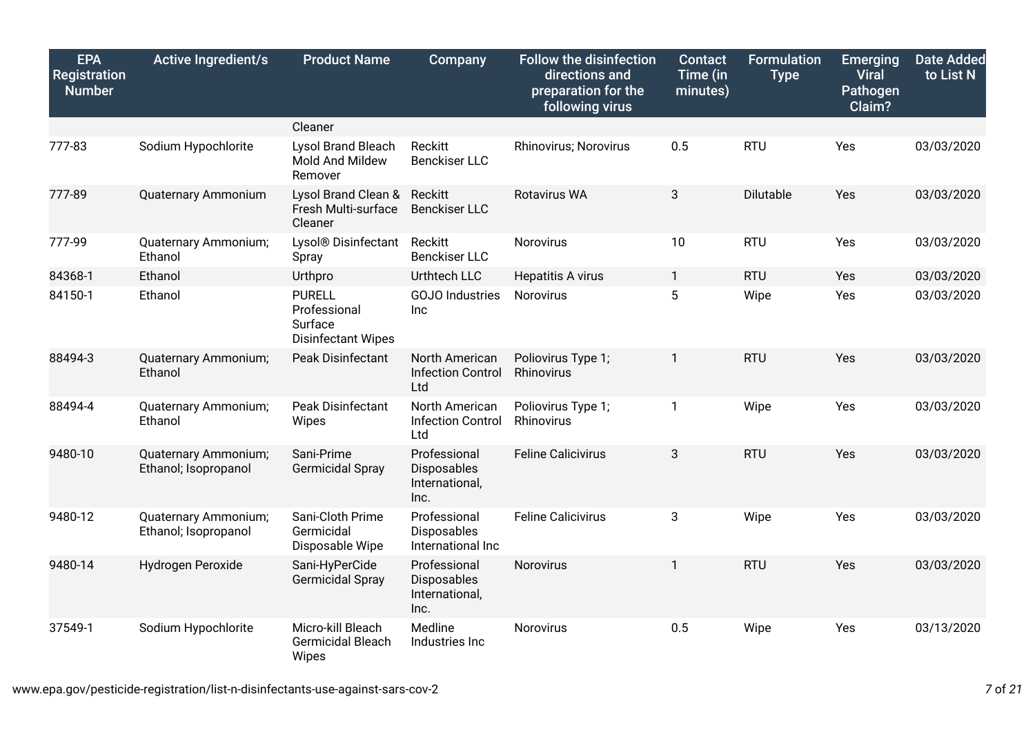| EPA Registration Number | Active Ingredient/s | Product Name | Company | Follow the disinfection directions and preparation for the following virus | Contact Time (in minutes) | Formulation Type | Emerging Viral Pathogen Claim? | Date Added to List N |
|---|---|---|---|---|---|---|---|---|
| | | Cleaner | | | | | | |
| 777-83 | Sodium Hypochlorite | Lysol Brand Bleach Mold And Mildew Remover | Reckitt Benckiser LLC | Rhinovirus; Norovirus | 0.5 | RTU | Yes | 03/03/2020 |
| 777-89 | Quaternary Ammonium | Lysol Brand Clean & Fresh Multi-surface Cleaner | Reckitt Benckiser LLC | Rotavirus WA | 3 | Dilutable | Yes | 03/03/2020 |
| 777-99 | Quaternary Ammonium; Ethanol | Lysol® Disinfectant Spray | Reckitt Benckiser LLC | Norovirus | 10 | RTU | Yes | 03/03/2020 |
| 84368-1 | Ethanol | Urthpro | Urthtech LLC | Hepatitis A virus | 1 | RTU | Yes | 03/03/2020 |
| 84150-1 | Ethanol | PURELL Professional Surface Disinfectant Wipes | GOJO Industries Inc | Norovirus | 5 | Wipe | Yes | 03/03/2020 |
| 88494-3 | Quaternary Ammonium; Ethanol | Peak Disinfectant | North American Infection Control Ltd | Poliovirus Type 1; Rhinovirus | 1 | RTU | Yes | 03/03/2020 |
| 88494-4 | Quaternary Ammonium; Ethanol | Peak Disinfectant Wipes | North American Infection Control Ltd | Poliovirus Type 1; Rhinovirus | 1 | Wipe | Yes | 03/03/2020 |
| 9480-10 | Quaternary Ammonium; Ethanol; Isopropanol | Sani-Prime Germicidal Spray | Professional Disposables International, Inc. | Feline Calicivirus | 3 | RTU | Yes | 03/03/2020 |
| 9480-12 | Quaternary Ammonium; Ethanol; Isopropanol | Sani-Cloth Prime Germicidal Disposable Wipe | Professional Disposables International Inc | Feline Calicivirus | 3 | Wipe | Yes | 03/03/2020 |
| 9480-14 | Hydrogen Peroxide | Sani-HyPerCide Germicidal Spray | Professional Disposables International, Inc. | Norovirus | 1 | RTU | Yes | 03/03/2020 |
| 37549-1 | Sodium Hypochlorite | Micro-kill Bleach Germicidal Bleach Wipes | Medline Industries Inc | Norovirus | 0.5 | Wipe | Yes | 03/13/2020 |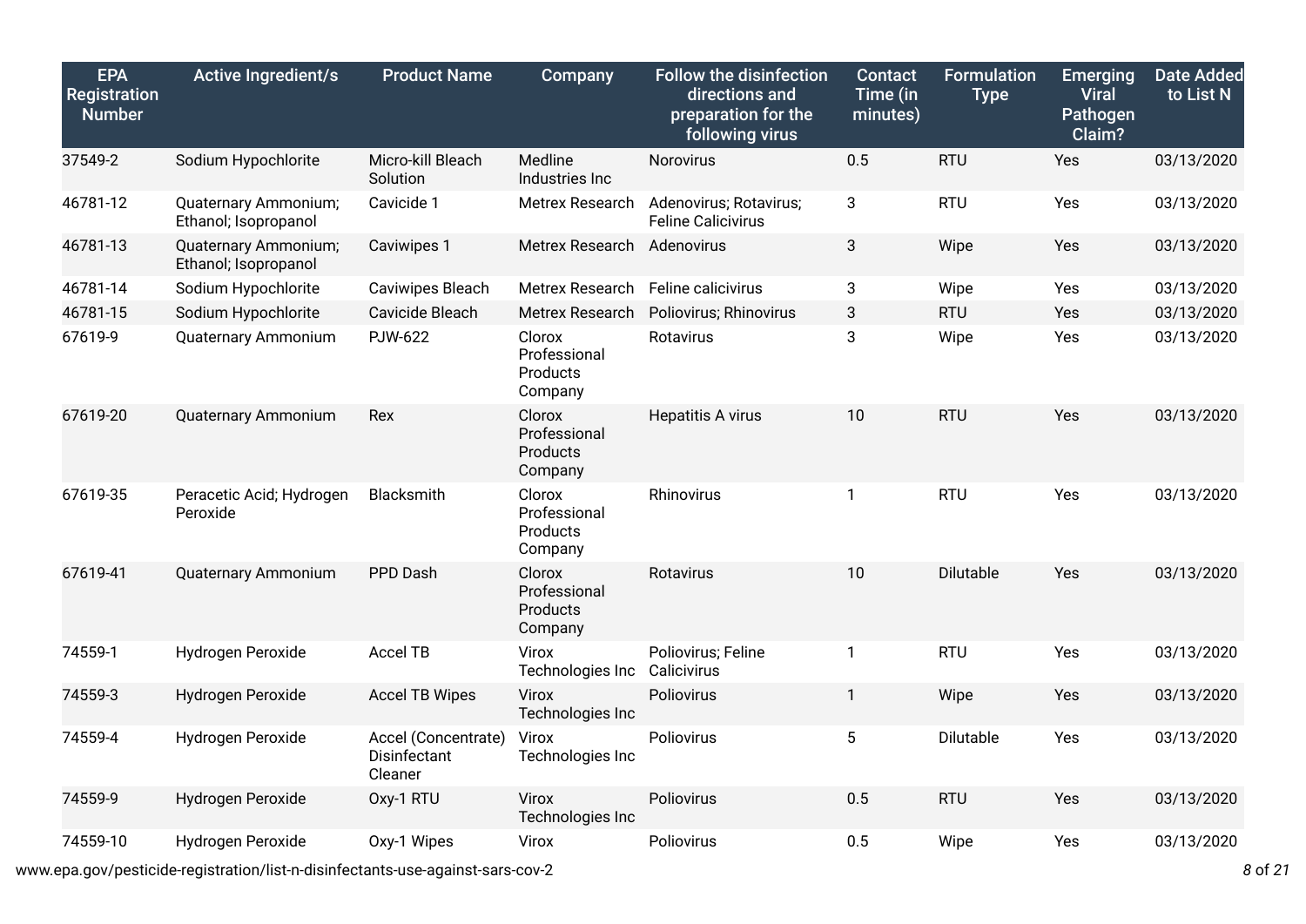| EPA Registration Number | Active Ingredient/s | Product Name | Company | Follow the disinfection directions and preparation for the following virus | Contact Time (in minutes) | Formulation Type | Emerging Viral Pathogen Claim? | Date Added to List N |
|---|---|---|---|---|---|---|---|---|
| 37549-2 | Sodium Hypochlorite | Micro-kill Bleach Solution | Medline Industries Inc | Norovirus | 0.5 | RTU | Yes | 03/13/2020 |
| 46781-12 | Quaternary Ammonium; Ethanol; Isopropanol | Cavicide 1 | Metrex Research | Adenovirus; Rotavirus; Feline Calicivirus | 3 | RTU | Yes | 03/13/2020 |
| 46781-13 | Quaternary Ammonium; Ethanol; Isopropanol | Caviwipes 1 | Metrex Research | Adenovirus | 3 | Wipe | Yes | 03/13/2020 |
| 46781-14 | Sodium Hypochlorite | Caviwipes Bleach | Metrex Research | Feline calicivirus | 3 | Wipe | Yes | 03/13/2020 |
| 46781-15 | Sodium Hypochlorite | Cavicide Bleach | Metrex Research | Poliovirus; Rhinovirus | 3 | RTU | Yes | 03/13/2020 |
| 67619-9 | Quaternary Ammonium | PJW-622 | Clorox Professional Products Company | Rotavirus | 3 | Wipe | Yes | 03/13/2020 |
| 67619-20 | Quaternary Ammonium | Rex | Clorox Professional Products Company | Hepatitis A virus | 10 | RTU | Yes | 03/13/2020 |
| 67619-35 | Peracetic Acid; Hydrogen Peroxide | Blacksmith | Clorox Professional Products Company | Rhinovirus | 1 | RTU | Yes | 03/13/2020 |
| 67619-41 | Quaternary Ammonium | PPD Dash | Clorox Professional Products Company | Rotavirus | 10 | Dilutable | Yes | 03/13/2020 |
| 74559-1 | Hydrogen Peroxide | Accel TB | Virox Technologies Inc | Poliovirus; Feline Calicivirus | 1 | RTU | Yes | 03/13/2020 |
| 74559-3 | Hydrogen Peroxide | Accel TB Wipes | Virox Technologies Inc | Poliovirus | 1 | Wipe | Yes | 03/13/2020 |
| 74559-4 | Hydrogen Peroxide | Accel (Concentrate) Disinfectant Cleaner | Virox Technologies Inc | Poliovirus | 5 | Dilutable | Yes | 03/13/2020 |
| 74559-9 | Hydrogen Peroxide | Oxy-1 RTU | Virox Technologies Inc | Poliovirus | 0.5 | RTU | Yes | 03/13/2020 |
| 74559-10 | Hydrogen Peroxide | Oxy-1 Wipes | Virox | Poliovirus | 0.5 | Wipe | Yes | 03/13/2020 |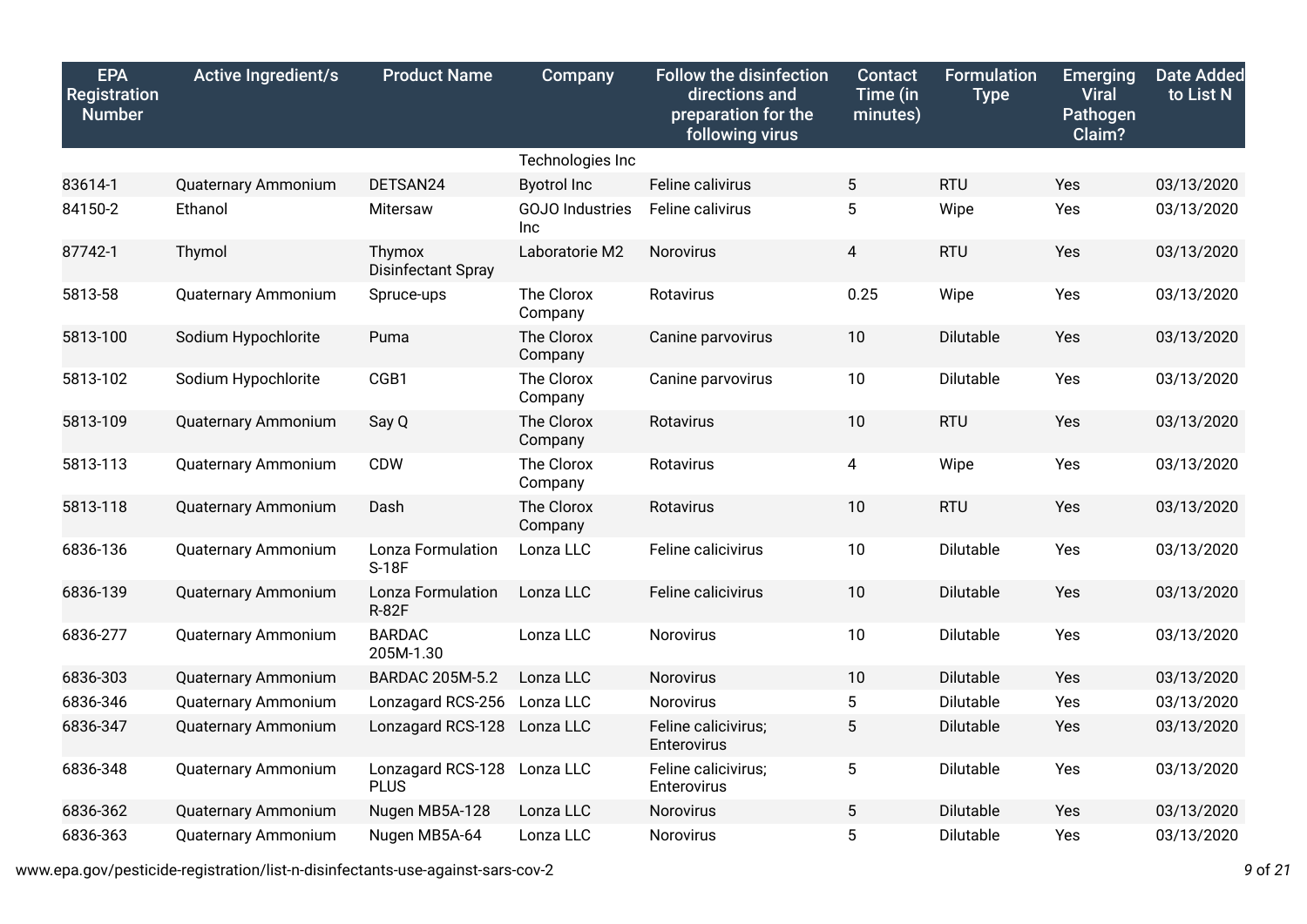| EPA Registration Number | Active Ingredient/s | Product Name | Company | Follow the disinfection directions and preparation for the following virus | Contact Time (in minutes) | Formulation Type | Emerging Viral Pathogen Claim? | Date Added to List N |
|---|---|---|---|---|---|---|---|---|
| | | | Technologies Inc | | | | | |
| 83614-1 | Quaternary Ammonium | DETSAN24 | Byotrol Inc | Feline calivirus | 5 | RTU | Yes | 03/13/2020 |
| 84150-2 | Ethanol | Mitersaw | GOJO Industries Inc | Feline calivirus | 5 | Wipe | Yes | 03/13/2020 |
| 87742-1 | Thymol | Thymox Disinfectant Spray | Laboratorie M2 | Norovirus | 4 | RTU | Yes | 03/13/2020 |
| 5813-58 | Quaternary Ammonium | Spruce-ups | The Clorox Company | Rotavirus | 0.25 | Wipe | Yes | 03/13/2020 |
| 5813-100 | Sodium Hypochlorite | Puma | The Clorox Company | Canine parvovirus | 10 | Dilutable | Yes | 03/13/2020 |
| 5813-102 | Sodium Hypochlorite | CGB1 | The Clorox Company | Canine parvovirus | 10 | Dilutable | Yes | 03/13/2020 |
| 5813-109 | Quaternary Ammonium | Say Q | The Clorox Company | Rotavirus | 10 | RTU | Yes | 03/13/2020 |
| 5813-113 | Quaternary Ammonium | CDW | The Clorox Company | Rotavirus | 4 | Wipe | Yes | 03/13/2020 |
| 5813-118 | Quaternary Ammonium | Dash | The Clorox Company | Rotavirus | 10 | RTU | Yes | 03/13/2020 |
| 6836-136 | Quaternary Ammonium | Lonza Formulation S-18F | Lonza LLC | Feline calicivirus | 10 | Dilutable | Yes | 03/13/2020 |
| 6836-139 | Quaternary Ammonium | Lonza Formulation R-82F | Lonza LLC | Feline calicivirus | 10 | Dilutable | Yes | 03/13/2020 |
| 6836-277 | Quaternary Ammonium | BARDAC 205M-1.30 | Lonza LLC | Norovirus | 10 | Dilutable | Yes | 03/13/2020 |
| 6836-303 | Quaternary Ammonium | BARDAC 205M-5.2 | Lonza LLC | Norovirus | 10 | Dilutable | Yes | 03/13/2020 |
| 6836-346 | Quaternary Ammonium | Lonzagard RCS-256 | Lonza LLC | Norovirus | 5 | Dilutable | Yes | 03/13/2020 |
| 6836-347 | Quaternary Ammonium | Lonzagard RCS-128 | Lonza LLC | Feline calicivirus; Enterovirus | 5 | Dilutable | Yes | 03/13/2020 |
| 6836-348 | Quaternary Ammonium | Lonzagard RCS-128 PLUS | Lonza LLC | Feline calicivirus; Enterovirus | 5 | Dilutable | Yes | 03/13/2020 |
| 6836-362 | Quaternary Ammonium | Nugen MB5A-128 | Lonza LLC | Norovirus | 5 | Dilutable | Yes | 03/13/2020 |
| 6836-363 | Quaternary Ammonium | Nugen MB5A-64 | Lonza LLC | Norovirus | 5 | Dilutable | Yes | 03/13/2020 |

www.epa.gov/pesticide-registration/list-n-disinfectants-use-against-sars-cov-2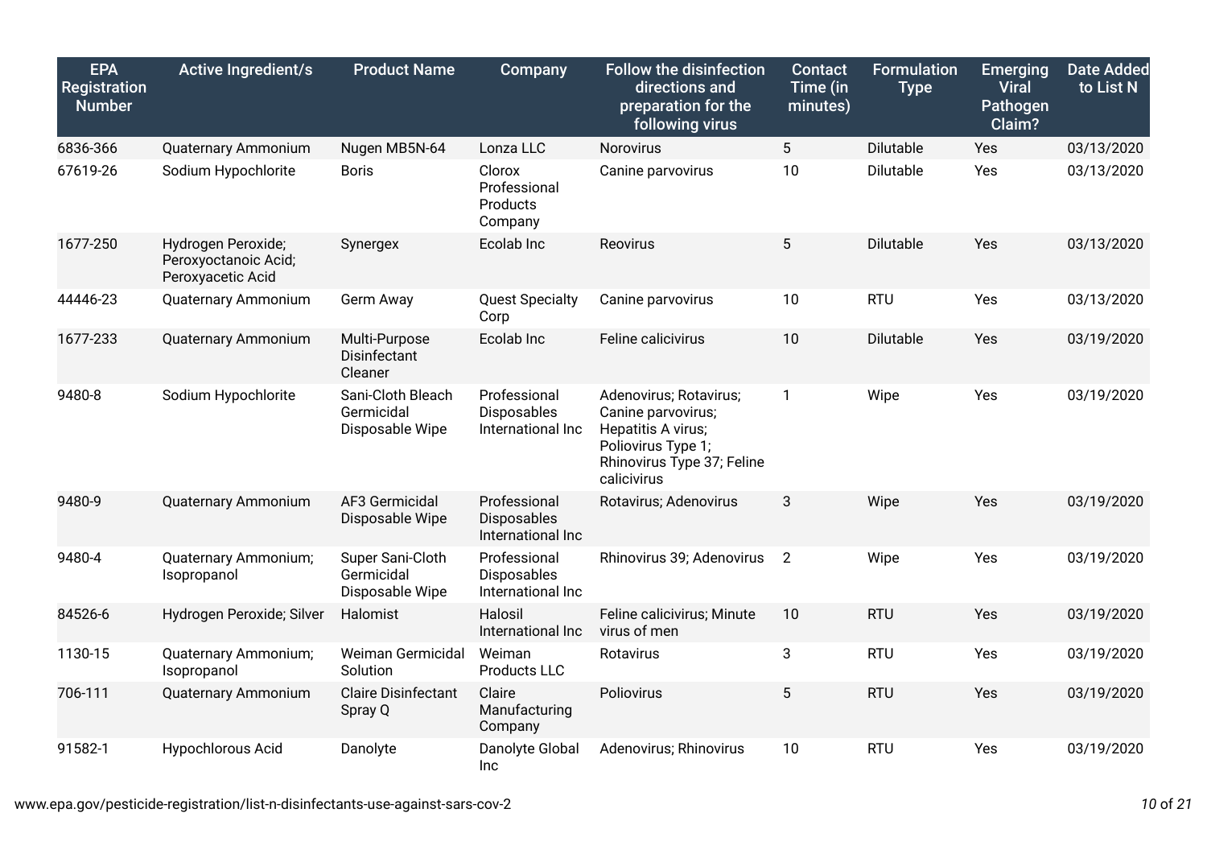| EPA Registration Number | Active Ingredient/s | Product Name | Company | Follow the disinfection directions and preparation for the following virus | Contact Time (in minutes) | Formulation Type | Emerging Viral Pathogen Claim? | Date Added to List N |
|---|---|---|---|---|---|---|---|---|
| 6836-366 | Quaternary Ammonium | Nugen MB5N-64 | Lonza LLC | Norovirus | 5 | Dilutable | Yes | 03/13/2020 |
| 67619-26 | Sodium Hypochlorite | Boris | Clorox Professional Products Company | Canine parvovirus | 10 | Dilutable | Yes | 03/13/2020 |
| 1677-250 | Hydrogen Peroxide; Peroxyoctanoic Acid; Peroxyacetic Acid | Synergex | Ecolab Inc | Reovirus | 5 | Dilutable | Yes | 03/13/2020 |
| 44446-23 | Quaternary Ammonium | Germ Away | Quest Specialty Corp | Canine parvovirus | 10 | RTU | Yes | 03/13/2020 |
| 1677-233 | Quaternary Ammonium | Multi-Purpose Disinfectant Cleaner | Ecolab Inc | Feline calicivirus | 10 | Dilutable | Yes | 03/19/2020 |
| 9480-8 | Sodium Hypochlorite | Sani-Cloth Bleach Germicidal Disposable Wipe | Professional Disposables International Inc | Adenovirus; Rotavirus; Canine parvovirus; Hepatitis A virus; Poliovirus Type 1; Rhinovirus Type 37; Feline calicivirus | 1 | Wipe | Yes | 03/19/2020 |
| 9480-9 | Quaternary Ammonium | AF3 Germicidal Disposable Wipe | Professional Disposables International Inc | Rotavirus; Adenovirus | 3 | Wipe | Yes | 03/19/2020 |
| 9480-4 | Quaternary Ammonium; Isopropanol | Super Sani-Cloth Germicidal Disposable Wipe | Professional Disposables International Inc | Rhinovirus 39; Adenovirus | 2 | Wipe | Yes | 03/19/2020 |
| 84526-6 | Hydrogen Peroxide; Silver | Halomist | Halosil International Inc | Feline calicivirus; Minute virus of men | 10 | RTU | Yes | 03/19/2020 |
| 1130-15 | Quaternary Ammonium; Isopropanol | Weiman Germicidal Solution | Weiman Products LLC | Rotavirus | 3 | RTU | Yes | 03/19/2020 |
| 706-111 | Quaternary Ammonium | Claire Disinfectant Spray Q | Claire Manufacturing Company | Poliovirus | 5 | RTU | Yes | 03/19/2020 |
| 91582-1 | Hypochlorous Acid | Danolyte | Danolyte Global Inc | Adenovirus; Rhinovirus | 10 | RTU | Yes | 03/19/2020 |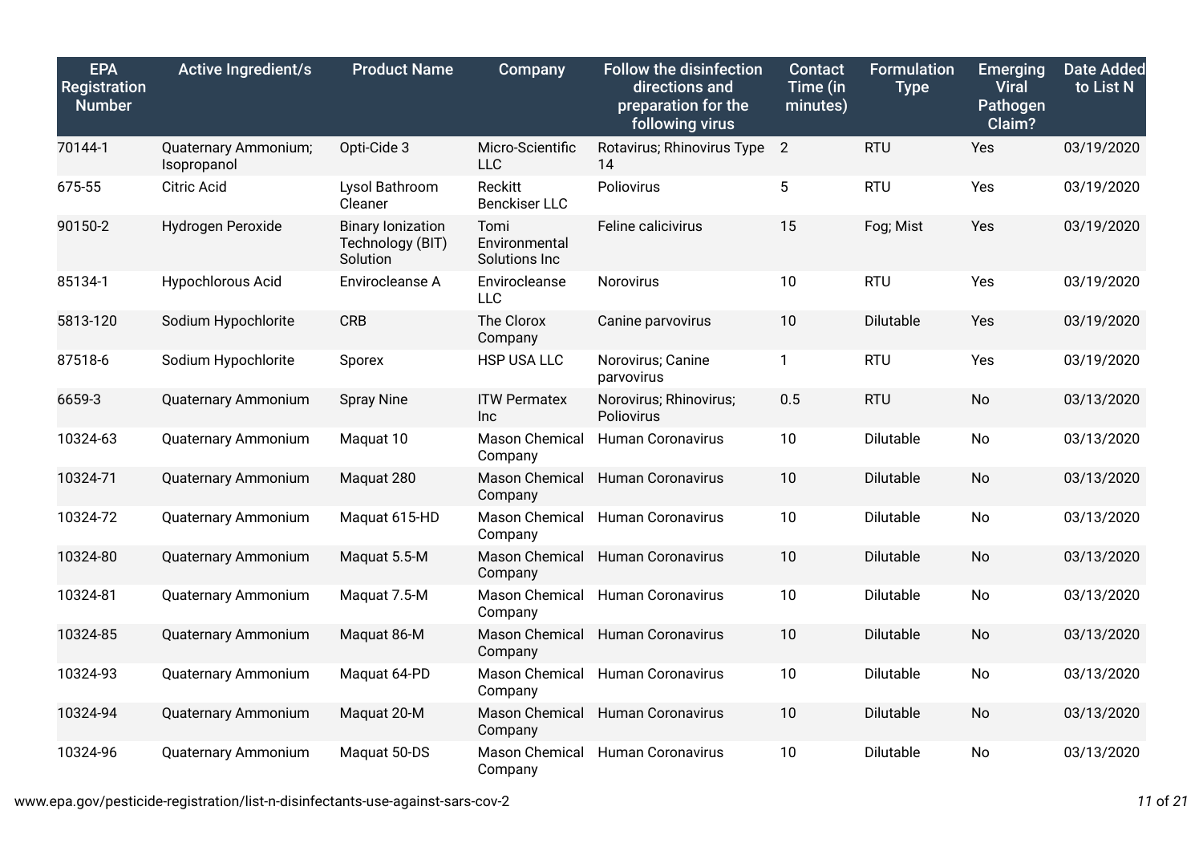| EPA Registration Number | Active Ingredient/s | Product Name | Company | Follow the disinfection directions and preparation for the following virus | Contact Time (in minutes) | Formulation Type | Emerging Viral Pathogen Claim? | Date Added to List N |
|---|---|---|---|---|---|---|---|---|
| 70144-1 | Quaternary Ammonium; Isopropanol | Opti-Cide 3 | Micro-Scientific LLC | Rotavirus; Rhinovirus Type 14 | 2 | RTU | Yes | 03/19/2020 |
| 675-55 | Citric Acid | Lysol Bathroom Cleaner | Reckitt Benckiser LLC | Poliovirus | 5 | RTU | Yes | 03/19/2020 |
| 90150-2 | Hydrogen Peroxide | Binary Ionization Technology (BIT) Solution | Tomi Environmental Solutions Inc | Feline calicivirus | 15 | Fog; Mist | Yes | 03/19/2020 |
| 85134-1 | Hypochlorous Acid | Envirocleanse A | Envirocleanse LLC | Norovirus | 10 | RTU | Yes | 03/19/2020 |
| 5813-120 | Sodium Hypochlorite | CRB | The Clorox Company | Canine parvovirus | 10 | Dilutable | Yes | 03/19/2020 |
| 87518-6 | Sodium Hypochlorite | Sporex | HSP USA LLC | Norovirus; Canine parvovirus | 1 | RTU | Yes | 03/19/2020 |
| 6659-3 | Quaternary Ammonium | Spray Nine | ITW Permatex Inc | Norovirus; Rhinovirus; Poliovirus | 0.5 | RTU | No | 03/13/2020 |
| 10324-63 | Quaternary Ammonium | Maquat 10 | Mason Chemical Company | Human Coronavirus | 10 | Dilutable | No | 03/13/2020 |
| 10324-71 | Quaternary Ammonium | Maquat 280 | Mason Chemical Company | Human Coronavirus | 10 | Dilutable | No | 03/13/2020 |
| 10324-72 | Quaternary Ammonium | Maquat 615-HD | Mason Chemical Company | Human Coronavirus | 10 | Dilutable | No | 03/13/2020 |
| 10324-80 | Quaternary Ammonium | Maquat 5.5-M | Mason Chemical Company | Human Coronavirus | 10 | Dilutable | No | 03/13/2020 |
| 10324-81 | Quaternary Ammonium | Maquat 7.5-M | Mason Chemical Company | Human Coronavirus | 10 | Dilutable | No | 03/13/2020 |
| 10324-85 | Quaternary Ammonium | Maquat 86-M | Mason Chemical Company | Human Coronavirus | 10 | Dilutable | No | 03/13/2020 |
| 10324-93 | Quaternary Ammonium | Maquat 64-PD | Mason Chemical Company | Human Coronavirus | 10 | Dilutable | No | 03/13/2020 |
| 10324-94 | Quaternary Ammonium | Maquat 20-M | Mason Chemical Company | Human Coronavirus | 10 | Dilutable | No | 03/13/2020 |
| 10324-96 | Quaternary Ammonium | Maquat 50-DS | Mason Chemical Company | Human Coronavirus | 10 | Dilutable | No | 03/13/2020 |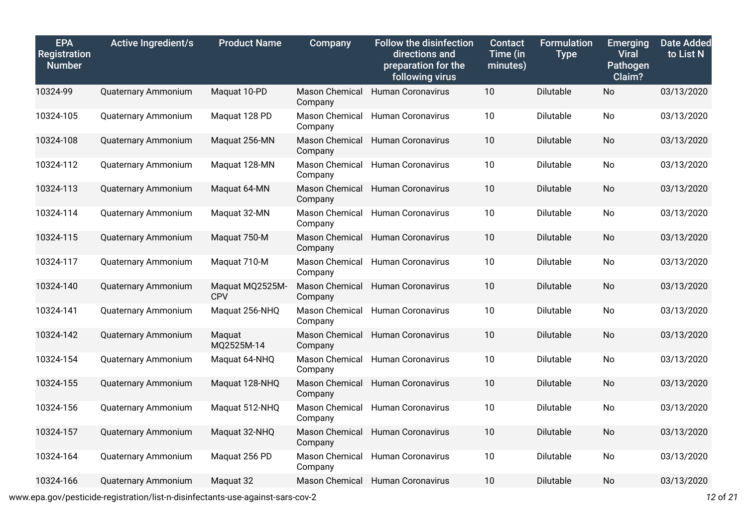| EPA Registration Number | Active Ingredient/s | Product Name | Company | Follow the disinfection directions and preparation for the following virus | Contact Time (in minutes) | Formulation Type | Emerging Viral Pathogen Claim? | Date Added to List N |
|---|---|---|---|---|---|---|---|---|
| 10324-99 | Quaternary Ammonium | Maquat 10-PD | Mason Chemical Company | Human Coronavirus | 10 | Dilutable | No | 03/13/2020 |
| 10324-105 | Quaternary Ammonium | Maquat 128 PD | Mason Chemical Company | Human Coronavirus | 10 | Dilutable | No | 03/13/2020 |
| 10324-108 | Quaternary Ammonium | Maquat 256-MN | Mason Chemical Company | Human Coronavirus | 10 | Dilutable | No | 03/13/2020 |
| 10324-112 | Quaternary Ammonium | Maquat 128-MN | Mason Chemical Company | Human Coronavirus | 10 | Dilutable | No | 03/13/2020 |
| 10324-113 | Quaternary Ammonium | Maquat 64-MN | Mason Chemical Company | Human Coronavirus | 10 | Dilutable | No | 03/13/2020 |
| 10324-114 | Quaternary Ammonium | Maquat 32-MN | Mason Chemical Company | Human Coronavirus | 10 | Dilutable | No | 03/13/2020 |
| 10324-115 | Quaternary Ammonium | Maquat 750-M | Mason Chemical Company | Human Coronavirus | 10 | Dilutable | No | 03/13/2020 |
| 10324-117 | Quaternary Ammonium | Maquat 710-M | Mason Chemical Company | Human Coronavirus | 10 | Dilutable | No | 03/13/2020 |
| 10324-140 | Quaternary Ammonium | Maquat MQ2525M-CPV | Mason Chemical Company | Human Coronavirus | 10 | Dilutable | No | 03/13/2020 |
| 10324-141 | Quaternary Ammonium | Maquat 256-NHQ | Mason Chemical Company | Human Coronavirus | 10 | Dilutable | No | 03/13/2020 |
| 10324-142 | Quaternary Ammonium | Maquat MQ2525M-14 | Mason Chemical Company | Human Coronavirus | 10 | Dilutable | No | 03/13/2020 |
| 10324-154 | Quaternary Ammonium | Maquat 64-NHQ | Mason Chemical Company | Human Coronavirus | 10 | Dilutable | No | 03/13/2020 |
| 10324-155 | Quaternary Ammonium | Maquat 128-NHQ | Mason Chemical Company | Human Coronavirus | 10 | Dilutable | No | 03/13/2020 |
| 10324-156 | Quaternary Ammonium | Maquat 512-NHQ | Mason Chemical Company | Human Coronavirus | 10 | Dilutable | No | 03/13/2020 |
| 10324-157 | Quaternary Ammonium | Maquat 32-NHQ | Mason Chemical Company | Human Coronavirus | 10 | Dilutable | No | 03/13/2020 |
| 10324-164 | Quaternary Ammonium | Maquat 256 PD | Mason Chemical Company | Human Coronavirus | 10 | Dilutable | No | 03/13/2020 |
| 10324-166 | Quaternary Ammonium | Maquat 32 | Mason Chemical | Human Coronavirus | 10 | Dilutable | No | 03/13/2020 |

www.epa.gov/pesticide-registration/list-n-disinfectants-use-against-sars-cov-2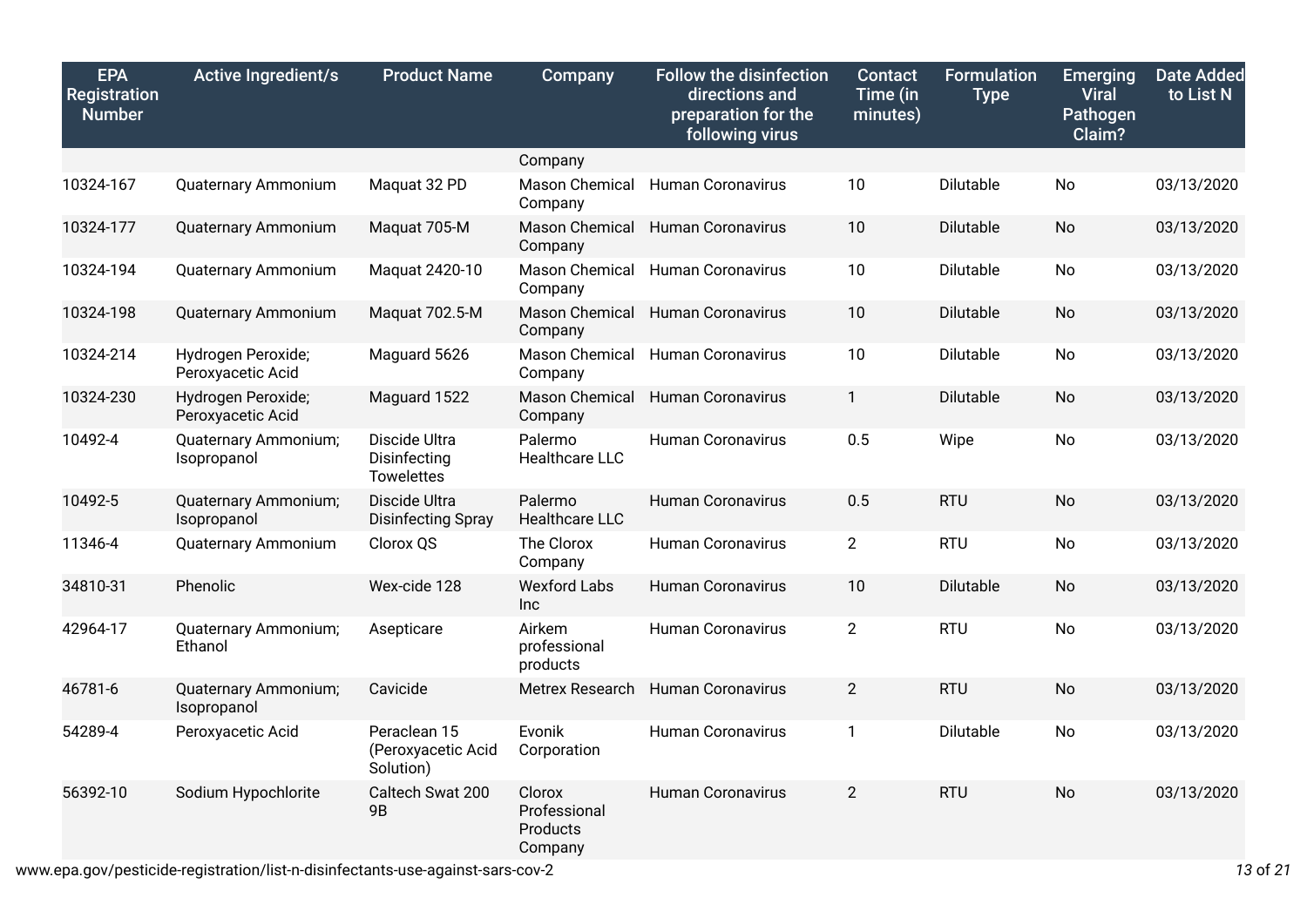| EPA Registration Number | Active Ingredient/s | Product Name | Company | Follow the disinfection directions and preparation for the following virus | Contact Time (in minutes) | Formulation Type | Emerging Viral Pathogen Claim? | Date Added to List N |
|---|---|---|---|---|---|---|---|---|
| | | | Company | | | | | |
| 10324-167 | Quaternary Ammonium | Maquat 32 PD | Mason Chemical Company | Human Coronavirus | 10 | Dilutable | No | 03/13/2020 |
| 10324-177 | Quaternary Ammonium | Maquat 705-M | Mason Chemical Company | Human Coronavirus | 10 | Dilutable | No | 03/13/2020 |
| 10324-194 | Quaternary Ammonium | Maquat 2420-10 | Mason Chemical Company | Human Coronavirus | 10 | Dilutable | No | 03/13/2020 |
| 10324-198 | Quaternary Ammonium | Maquat 702.5-M | Mason Chemical Company | Human Coronavirus | 10 | Dilutable | No | 03/13/2020 |
| 10324-214 | Hydrogen Peroxide; Peroxyacetic Acid | Maguard 5626 | Mason Chemical Company | Human Coronavirus | 10 | Dilutable | No | 03/13/2020 |
| 10324-230 | Hydrogen Peroxide; Peroxyacetic Acid | Maguard 1522 | Mason Chemical Company | Human Coronavirus | 1 | Dilutable | No | 03/13/2020 |
| 10492-4 | Quaternary Ammonium; Isopropanol | Discide Ultra Disinfecting Towelettes | Palermo Healthcare LLC | Human Coronavirus | 0.5 | Wipe | No | 03/13/2020 |
| 10492-5 | Quaternary Ammonium; Isopropanol | Discide Ultra Disinfecting Spray | Palermo Healthcare LLC | Human Coronavirus | 0.5 | RTU | No | 03/13/2020 |
| 11346-4 | Quaternary Ammonium | Clorox QS | The Clorox Company | Human Coronavirus | 2 | RTU | No | 03/13/2020 |
| 34810-31 | Phenolic | Wex-cide 128 | Wexford Labs Inc | Human Coronavirus | 10 | Dilutable | No | 03/13/2020 |
| 42964-17 | Quaternary Ammonium; Ethanol | Asepticare | Airkem professional products | Human Coronavirus | 2 | RTU | No | 03/13/2020 |
| 46781-6 | Quaternary Ammonium; Isopropanol | Cavicide | Metrex Research | Human Coronavirus | 2 | RTU | No | 03/13/2020 |
| 54289-4 | Peroxyacetic Acid | Peraclean 15 (Peroxyacetic Acid Solution) | Evonik Corporation | Human Coronavirus | 1 | Dilutable | No | 03/13/2020 |
| 56392-10 | Sodium Hypochlorite | Caltech Swat 200 9B | Clorox Professional Products Company | Human Coronavirus | 2 | RTU | No | 03/13/2020 |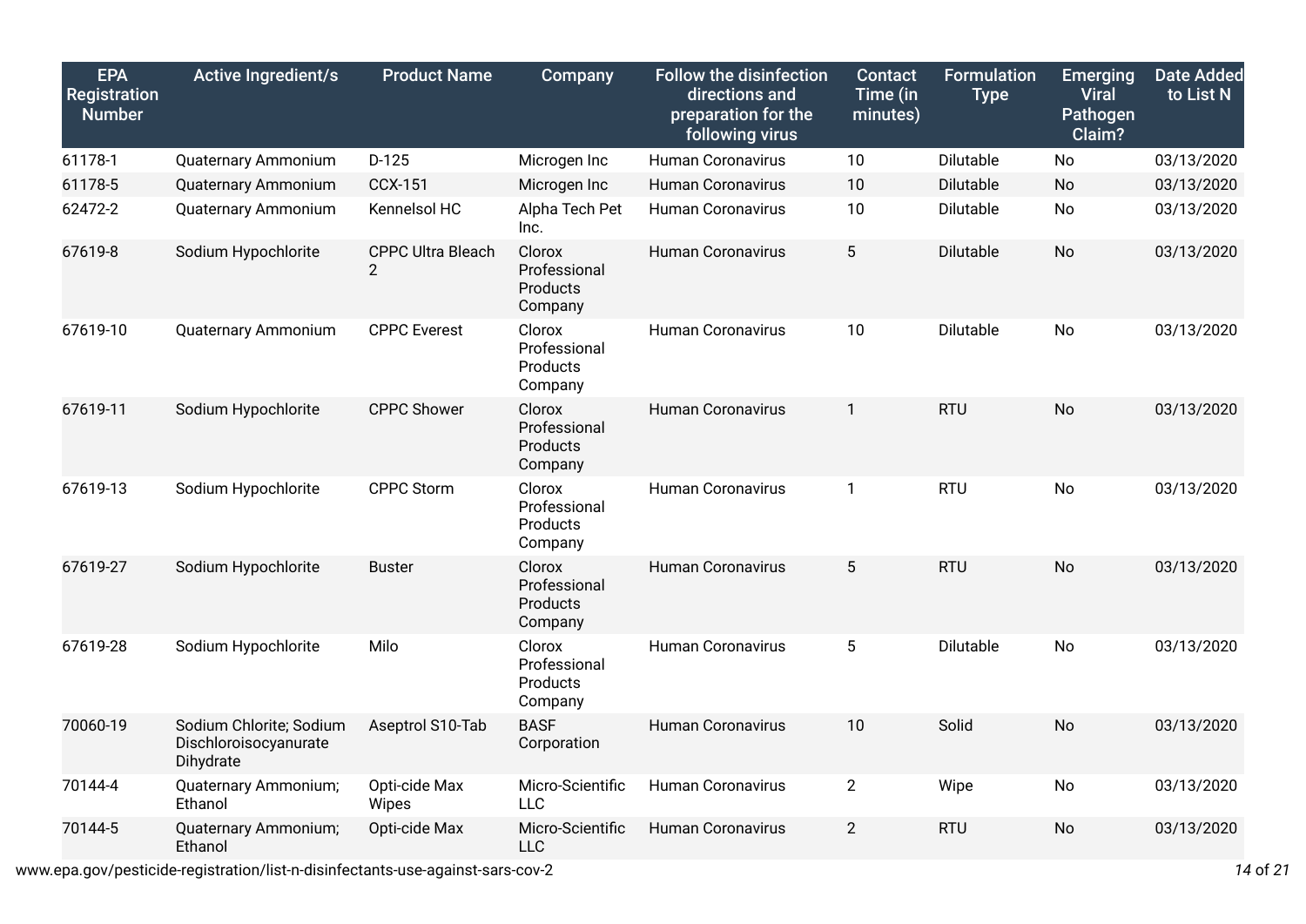| EPA Registration Number | Active Ingredient/s | Product Name | Company | Follow the disinfection directions and preparation for the following virus | Contact Time (in minutes) | Formulation Type | Emerging Viral Pathogen Claim? | Date Added to List N |
|---|---|---|---|---|---|---|---|---|
| 61178-1 | Quaternary Ammonium | D-125 | Microgen Inc | Human Coronavirus | 10 | Dilutable | No | 03/13/2020 |
| 61178-5 | Quaternary Ammonium | CCX-151 | Microgen Inc | Human Coronavirus | 10 | Dilutable | No | 03/13/2020 |
| 62472-2 | Quaternary Ammonium | Kennelsol HC | Alpha Tech Pet Inc. | Human Coronavirus | 10 | Dilutable | No | 03/13/2020 |
| 67619-8 | Sodium Hypochlorite | CPPC Ultra Bleach 2 | Clorox Professional Products Company | Human Coronavirus | 5 | Dilutable | No | 03/13/2020 |
| 67619-10 | Quaternary Ammonium | CPPC Everest | Clorox Professional Products Company | Human Coronavirus | 10 | Dilutable | No | 03/13/2020 |
| 67619-11 | Sodium Hypochlorite | CPPC Shower | Clorox Professional Products Company | Human Coronavirus | 1 | RTU | No | 03/13/2020 |
| 67619-13 | Sodium Hypochlorite | CPPC Storm | Clorox Professional Products Company | Human Coronavirus | 1 | RTU | No | 03/13/2020 |
| 67619-27 | Sodium Hypochlorite | Buster | Clorox Professional Products Company | Human Coronavirus | 5 | RTU | No | 03/13/2020 |
| 67619-28 | Sodium Hypochlorite | Milo | Clorox Professional Products Company | Human Coronavirus | 5 | Dilutable | No | 03/13/2020 |
| 70060-19 | Sodium Chlorite; Sodium Dischloroisocyanurate Dihydrate | Aseptrol S10-Tab | BASF Corporation | Human Coronavirus | 10 | Solid | No | 03/13/2020 |
| 70144-4 | Quaternary Ammonium; Ethanol | Opti-cide Max Wipes | Micro-Scientific LLC | Human Coronavirus | 2 | Wipe | No | 03/13/2020 |
| 70144-5 | Quaternary Ammonium; Ethanol | Opti-cide Max | Micro-Scientific LLC | Human Coronavirus | 2 | RTU | No | 03/13/2020 |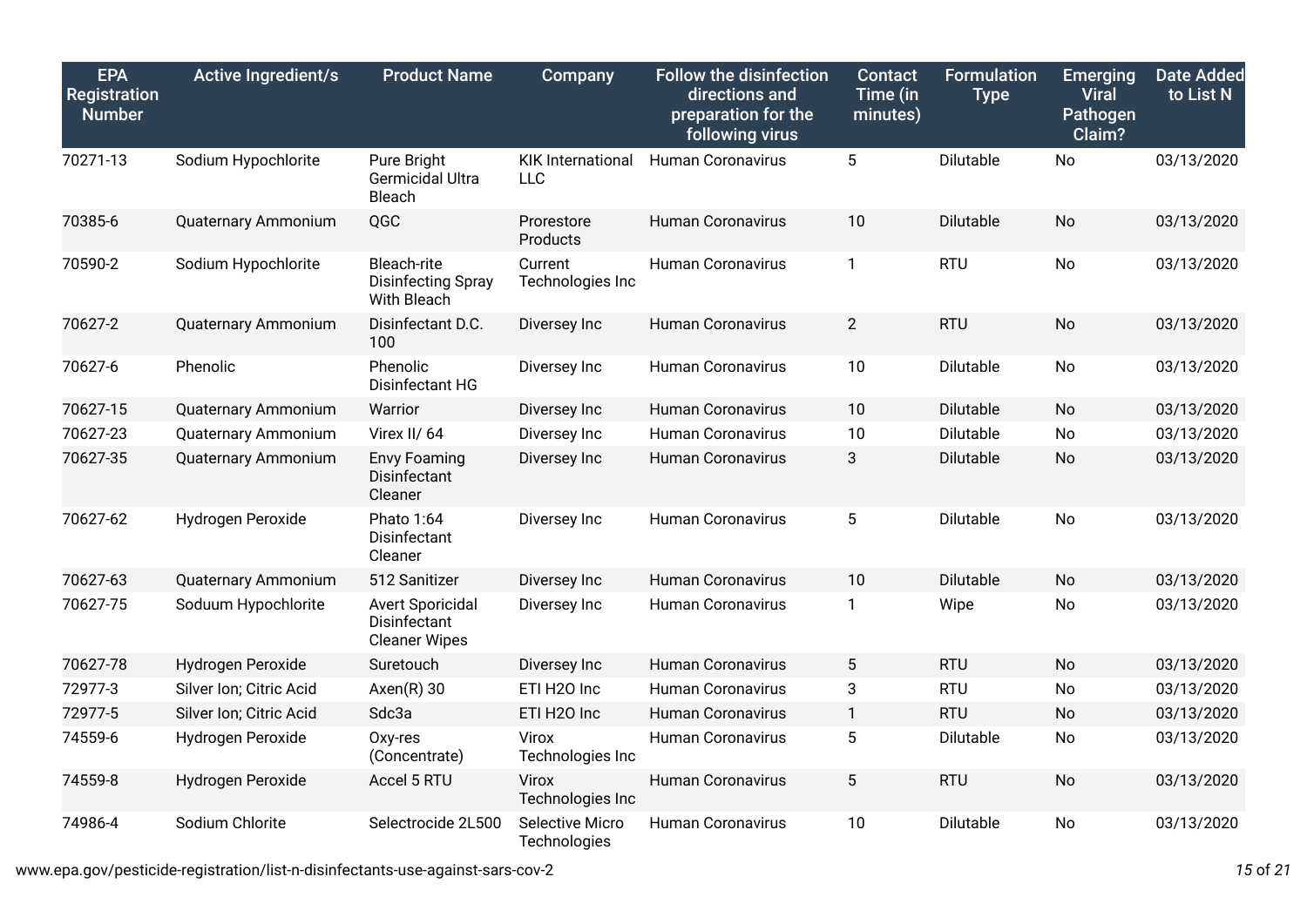| EPA Registration Number | Active Ingredient/s | Product Name | Company | Follow the disinfection directions and preparation for the following virus | Contact Time (in minutes) | Formulation Type | Emerging Viral Pathogen Claim? | Date Added to List N |
|---|---|---|---|---|---|---|---|---|
| 70271-13 | Sodium Hypochlorite | Pure Bright Germicidal Ultra Bleach | KIK International LLC | Human Coronavirus | 5 | Dilutable | No | 03/13/2020 |
| 70385-6 | Quaternary Ammonium | QGC | Prorestore Products | Human Coronavirus | 10 | Dilutable | No | 03/13/2020 |
| 70590-2 | Sodium Hypochlorite | Bleach-rite Disinfecting Spray With Bleach | Current Technologies Inc | Human Coronavirus | 1 | RTU | No | 03/13/2020 |
| 70627-2 | Quaternary Ammonium | Disinfectant D.C. 100 | Diversey Inc | Human Coronavirus | 2 | RTU | No | 03/13/2020 |
| 70627-6 | Phenolic | Phenolic Disinfectant HG | Diversey Inc | Human Coronavirus | 10 | Dilutable | No | 03/13/2020 |
| 70627-15 | Quaternary Ammonium | Warrior | Diversey Inc | Human Coronavirus | 10 | Dilutable | No | 03/13/2020 |
| 70627-23 | Quaternary Ammonium | Virex II/ 64 | Diversey Inc | Human Coronavirus | 10 | Dilutable | No | 03/13/2020 |
| 70627-35 | Quaternary Ammonium | Envy Foaming Disinfectant Cleaner | Diversey Inc | Human Coronavirus | 3 | Dilutable | No | 03/13/2020 |
| 70627-62 | Hydrogen Peroxide | Phato 1:64 Disinfectant Cleaner | Diversey Inc | Human Coronavirus | 5 | Dilutable | No | 03/13/2020 |
| 70627-63 | Quaternary Ammonium | 512 Sanitizer | Diversey Inc | Human Coronavirus | 10 | Dilutable | No | 03/13/2020 |
| 70627-75 | Soduum Hypochlorite | Avert Sporicidal Disinfectant Cleaner Wipes | Diversey Inc | Human Coronavirus | 1 | Wipe | No | 03/13/2020 |
| 70627-78 | Hydrogen Peroxide | Suretouch | Diversey Inc | Human Coronavirus | 5 | RTU | No | 03/13/2020 |
| 72977-3 | Silver Ion; Citric Acid | Axen(R) 30 | ETI H2O Inc | Human Coronavirus | 3 | RTU | No | 03/13/2020 |
| 72977-5 | Silver Ion; Citric Acid | Sdc3a | ETI H2O Inc | Human Coronavirus | 1 | RTU | No | 03/13/2020 |
| 74559-6 | Hydrogen Peroxide | Oxy-res (Concentrate) | Virox Technologies Inc | Human Coronavirus | 5 | Dilutable | No | 03/13/2020 |
| 74559-8 | Hydrogen Peroxide | Accel 5 RTU | Virox Technologies Inc | Human Coronavirus | 5 | RTU | No | 03/13/2020 |
| 74986-4 | Sodium Chlorite | Selectrocide 2L500 | Selective Micro Technologies | Human Coronavirus | 10 | Dilutable | No | 03/13/2020 |

www.epa.gov/pesticide-registration/list-n-disinfectants-use-against-sars-cov-2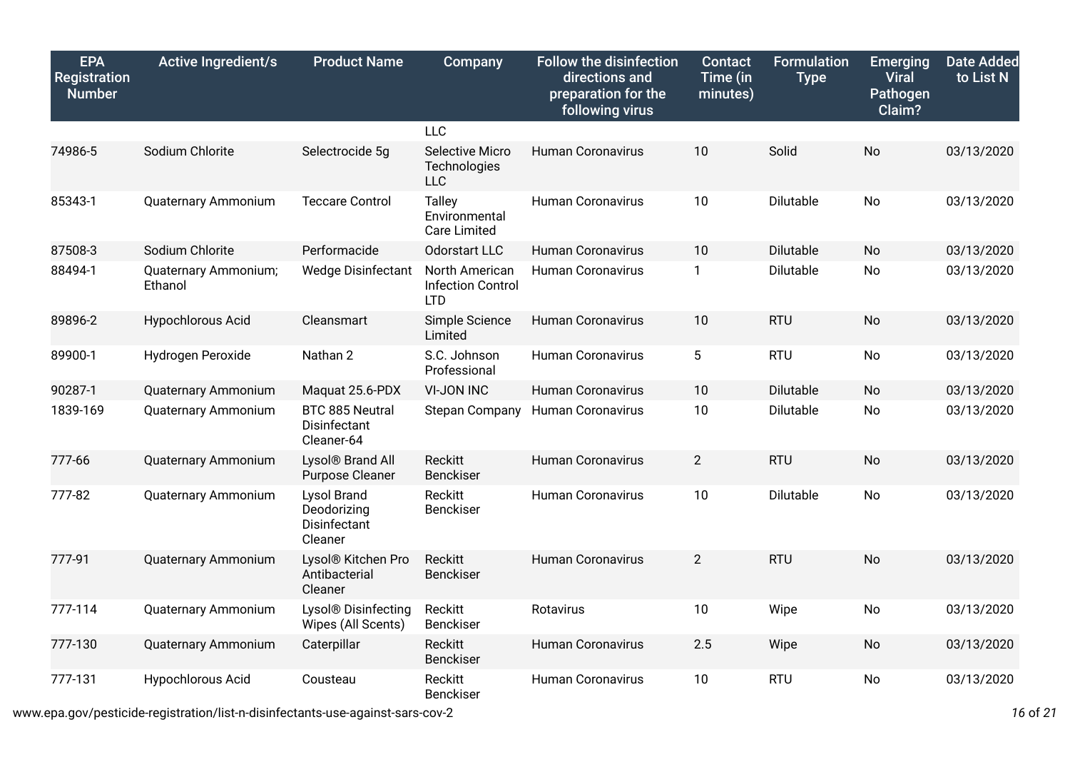| EPA Registration Number | Active Ingredient/s | Product Name | Company | Follow the disinfection directions and preparation for the following virus | Contact Time (in minutes) | Formulation Type | Emerging Viral Pathogen Claim? | Date Added to List N |
|---|---|---|---|---|---|---|---|---|
| | | | LLC | | | | | |
| 74986-5 | Sodium Chlorite | Selectrocide 5g | Selective Micro Technologies LLC | Human Coronavirus | 10 | Solid | No | 03/13/2020 |
| 85343-1 | Quaternary Ammonium | Teccare Control | Talley Environmental Care Limited | Human Coronavirus | 10 | Dilutable | No | 03/13/2020 |
| 87508-3 | Sodium Chlorite | Performacide | Odorstart LLC | Human Coronavirus | 10 | Dilutable | No | 03/13/2020 |
| 88494-1 | Quaternary Ammonium; Ethanol | Wedge Disinfectant | North American Infection Control LTD | Human Coronavirus | 1 | Dilutable | No | 03/13/2020 |
| 89896-2 | Hypochlorous Acid | Cleansmart | Simple Science Limited | Human Coronavirus | 10 | RTU | No | 03/13/2020 |
| 89900-1 | Hydrogen Peroxide | Nathan 2 | S.C. Johnson Professional | Human Coronavirus | 5 | RTU | No | 03/13/2020 |
| 90287-1 | Quaternary Ammonium | Maquat 25.6-PDX | VI-JON INC | Human Coronavirus | 10 | Dilutable | No | 03/13/2020 |
| 1839-169 | Quaternary Ammonium | BTC 885 Neutral Disinfectant Cleaner-64 | Stepan Company | Human Coronavirus | 10 | Dilutable | No | 03/13/2020 |
| 777-66 | Quaternary Ammonium | Lysol® Brand All Purpose Cleaner | Reckitt Benckiser | Human Coronavirus | 2 | RTU | No | 03/13/2020 |
| 777-82 | Quaternary Ammonium | Lysol Brand Deodorizing Disinfectant Cleaner | Reckitt Benckiser | Human Coronavirus | 10 | Dilutable | No | 03/13/2020 |
| 777-91 | Quaternary Ammonium | Lysol® Kitchen Pro Antibacterial Cleaner | Reckitt Benckiser | Human Coronavirus | 2 | RTU | No | 03/13/2020 |
| 777-114 | Quaternary Ammonium | Lysol® Disinfecting Wipes (All Scents) | Reckitt Benckiser | Rotavirus | 10 | Wipe | No | 03/13/2020 |
| 777-130 | Quaternary Ammonium | Caterpillar | Reckitt Benckiser | Human Coronavirus | 2.5 | Wipe | No | 03/13/2020 |
| 777-131 | Hypochlorous Acid | Cousteau | Reckitt Benckiser | Human Coronavirus | 10 | RTU | No | 03/13/2020 |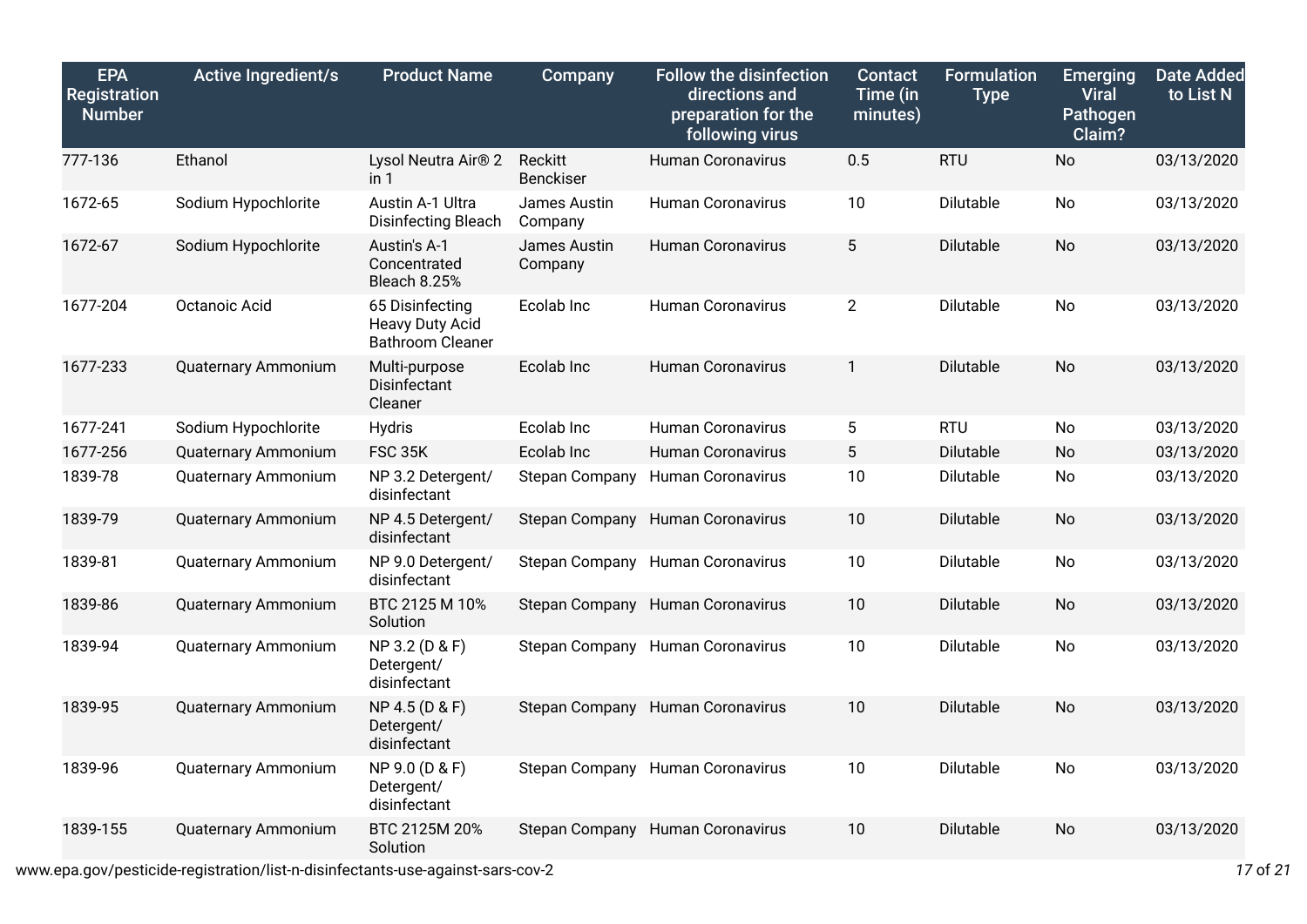| EPA Registration Number | Active Ingredient/s | Product Name | Company | Follow the disinfection directions and preparation for the following virus | Contact Time (in minutes) | Formulation Type | Emerging Viral Pathogen Claim? | Date Added to List N |
|---|---|---|---|---|---|---|---|---|
| 777-136 | Ethanol | Lysol Neutra Air® 2 in 1 | Reckitt Benckiser | Human Coronavirus | 0.5 | RTU | No | 03/13/2020 |
| 1672-65 | Sodium Hypochlorite | Austin A-1 Ultra Disinfecting Bleach | James Austin Company | Human Coronavirus | 10 | Dilutable | No | 03/13/2020 |
| 1672-67 | Sodium Hypochlorite | Austin's A-1 Concentrated Bleach 8.25% | James Austin Company | Human Coronavirus | 5 | Dilutable | No | 03/13/2020 |
| 1677-204 | Octanoic Acid | 65 Disinfecting Heavy Duty Acid Bathroom Cleaner | Ecolab Inc | Human Coronavirus | 2 | Dilutable | No | 03/13/2020 |
| 1677-233 | Quaternary Ammonium | Multi-purpose Disinfectant Cleaner | Ecolab Inc | Human Coronavirus | 1 | Dilutable | No | 03/13/2020 |
| 1677-241 | Sodium Hypochlorite | Hydris | Ecolab Inc | Human Coronavirus | 5 | RTU | No | 03/13/2020 |
| 1677-256 | Quaternary Ammonium | FSC 35K | Ecolab Inc | Human Coronavirus | 5 | Dilutable | No | 03/13/2020 |
| 1839-78 | Quaternary Ammonium | NP 3.2 Detergent/ disinfectant | Stepan Company | Human Coronavirus | 10 | Dilutable | No | 03/13/2020 |
| 1839-79 | Quaternary Ammonium | NP 4.5 Detergent/ disinfectant | Stepan Company | Human Coronavirus | 10 | Dilutable | No | 03/13/2020 |
| 1839-81 | Quaternary Ammonium | NP 9.0 Detergent/ disinfectant | Stepan Company | Human Coronavirus | 10 | Dilutable | No | 03/13/2020 |
| 1839-86 | Quaternary Ammonium | BTC 2125 M 10% Solution | Stepan Company | Human Coronavirus | 10 | Dilutable | No | 03/13/2020 |
| 1839-94 | Quaternary Ammonium | NP 3.2 (D & F) Detergent/ disinfectant | Stepan Company | Human Coronavirus | 10 | Dilutable | No | 03/13/2020 |
| 1839-95 | Quaternary Ammonium | NP 4.5 (D & F) Detergent/ disinfectant | Stepan Company | Human Coronavirus | 10 | Dilutable | No | 03/13/2020 |
| 1839-96 | Quaternary Ammonium | NP 9.0 (D & F) Detergent/ disinfectant | Stepan Company | Human Coronavirus | 10 | Dilutable | No | 03/13/2020 |
| 1839-155 | Quaternary Ammonium | BTC 2125M 20% Solution | Stepan Company | Human Coronavirus | 10 | Dilutable | No | 03/13/2020 |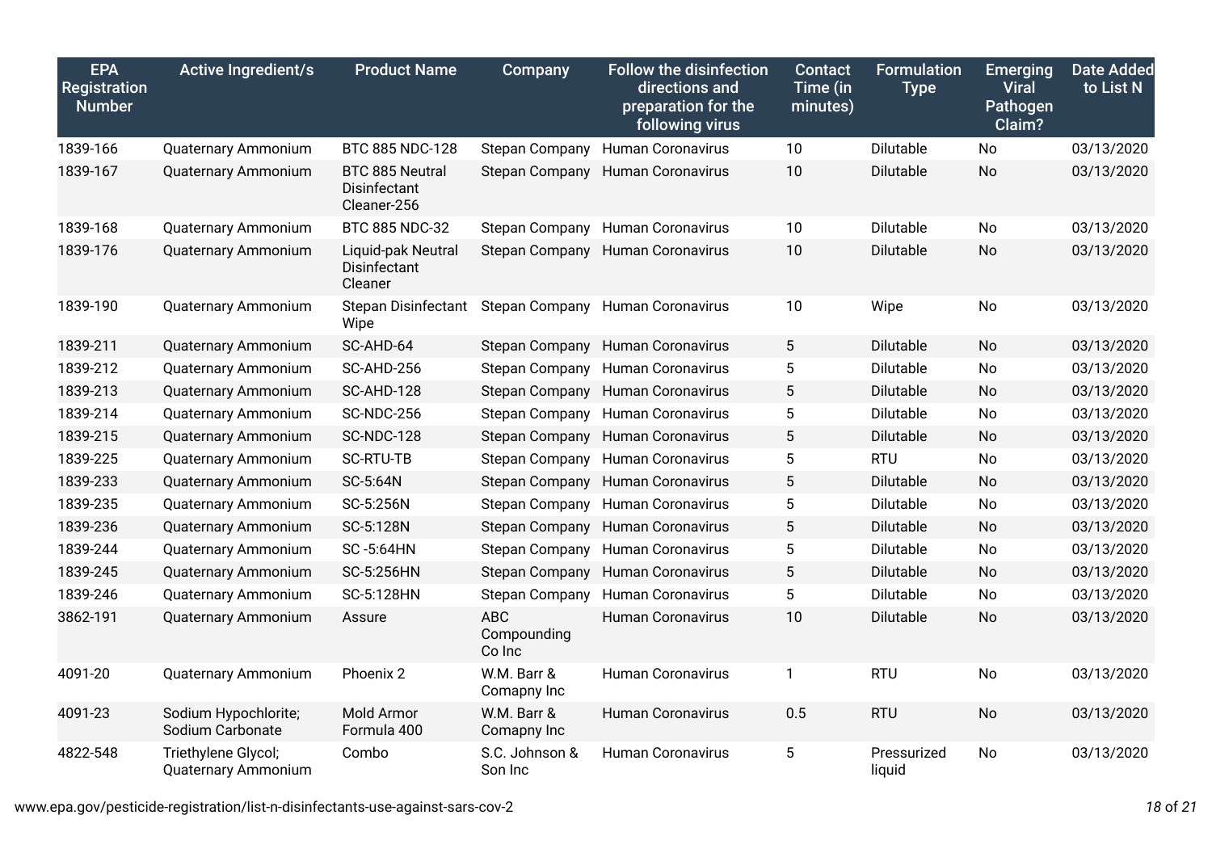| EPA Registration Number | Active Ingredient/s | Product Name | Company | Follow the disinfection directions and preparation for the following virus | Contact Time (in minutes) | Formulation Type | Emerging Viral Pathogen Claim? | Date Added to List N |
|---|---|---|---|---|---|---|---|---|
| 1839-166 | Quaternary Ammonium | BTC 885 NDC-128 | Stepan Company | Human Coronavirus | 10 | Dilutable | No | 03/13/2020 |
| 1839-167 | Quaternary Ammonium | BTC 885 Neutral Disinfectant Cleaner-256 | Stepan Company | Human Coronavirus | 10 | Dilutable | No | 03/13/2020 |
| 1839-168 | Quaternary Ammonium | BTC 885 NDC-32 | Stepan Company | Human Coronavirus | 10 | Dilutable | No | 03/13/2020 |
| 1839-176 | Quaternary Ammonium | Liquid-pak Neutral Disinfectant Cleaner | Stepan Company | Human Coronavirus | 10 | Dilutable | No | 03/13/2020 |
| 1839-190 | Quaternary Ammonium | Stepan Disinfectant Wipe | Stepan Company | Human Coronavirus | 10 | Wipe | No | 03/13/2020 |
| 1839-211 | Quaternary Ammonium | SC-AHD-64 | Stepan Company | Human Coronavirus | 5 | Dilutable | No | 03/13/2020 |
| 1839-212 | Quaternary Ammonium | SC-AHD-256 | Stepan Company | Human Coronavirus | 5 | Dilutable | No | 03/13/2020 |
| 1839-213 | Quaternary Ammonium | SC-AHD-128 | Stepan Company | Human Coronavirus | 5 | Dilutable | No | 03/13/2020 |
| 1839-214 | Quaternary Ammonium | SC-NDC-256 | Stepan Company | Human Coronavirus | 5 | Dilutable | No | 03/13/2020 |
| 1839-215 | Quaternary Ammonium | SC-NDC-128 | Stepan Company | Human Coronavirus | 5 | Dilutable | No | 03/13/2020 |
| 1839-225 | Quaternary Ammonium | SC-RTU-TB | Stepan Company | Human Coronavirus | 5 | RTU | No | 03/13/2020 |
| 1839-233 | Quaternary Ammonium | SC-5:64N | Stepan Company | Human Coronavirus | 5 | Dilutable | No | 03/13/2020 |
| 1839-235 | Quaternary Ammonium | SC-5:256N | Stepan Company | Human Coronavirus | 5 | Dilutable | No | 03/13/2020 |
| 1839-236 | Quaternary Ammonium | SC-5:128N | Stepan Company | Human Coronavirus | 5 | Dilutable | No | 03/13/2020 |
| 1839-244 | Quaternary Ammonium | SC -5:64HN | Stepan Company | Human Coronavirus | 5 | Dilutable | No | 03/13/2020 |
| 1839-245 | Quaternary Ammonium | SC-5:256HN | Stepan Company | Human Coronavirus | 5 | Dilutable | No | 03/13/2020 |
| 1839-246 | Quaternary Ammonium | SC-5:128HN | Stepan Company | Human Coronavirus | 5 | Dilutable | No | 03/13/2020 |
| 3862-191 | Quaternary Ammonium | Assure | ABC Compounding Co Inc | Human Coronavirus | 10 | Dilutable | No | 03/13/2020 |
| 4091-20 | Quaternary Ammonium | Phoenix 2 | W.M. Barr & Comapny Inc | Human Coronavirus | 1 | RTU | No | 03/13/2020 |
| 4091-23 | Sodium Hypochlorite; Sodium Carbonate | Mold Armor Formula 400 | W.M. Barr & Comapny Inc | Human Coronavirus | 0.5 | RTU | No | 03/13/2020 |
| 4822-548 | Triethylene Glycol; Quaternary Ammonium | Combo | S.C. Johnson & Son Inc | Human Coronavirus | 5 | Pressurized liquid | No | 03/13/2020 |

www.epa.gov/pesticide-registration/list-n-disinfectants-use-against-sars-cov-2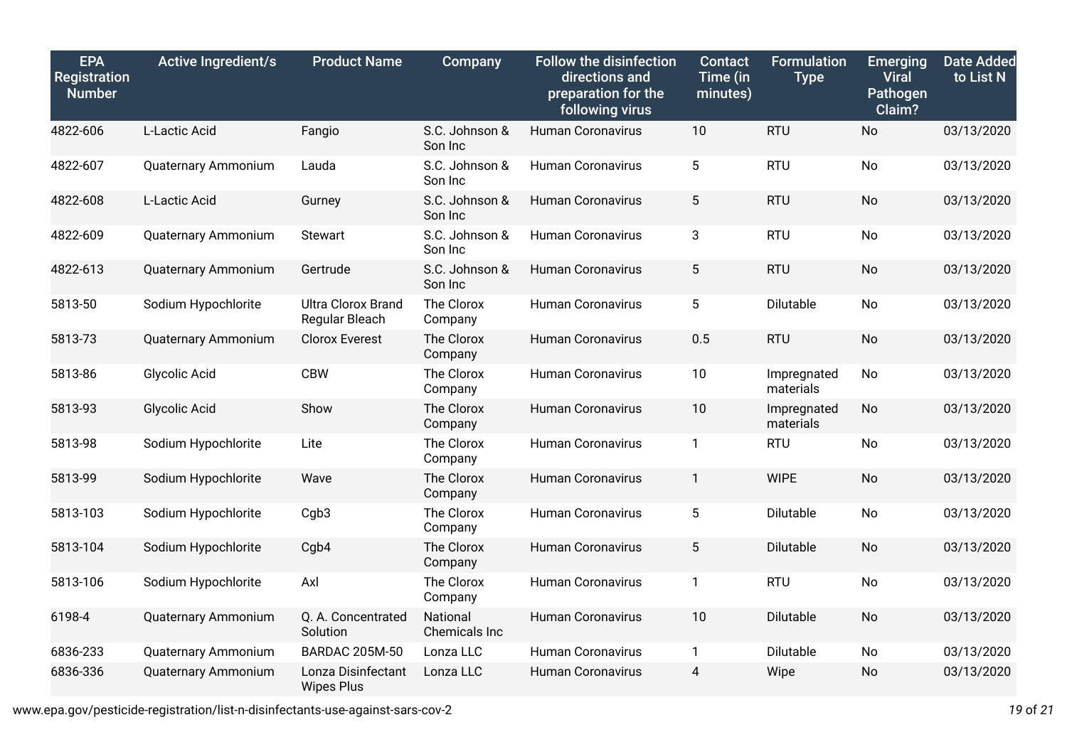| EPA Registration Number | Active Ingredient/s | Product Name | Company | Follow the disinfection directions and preparation for the following virus | Contact Time (in minutes) | Formulation Type | Emerging Viral Pathogen Claim? | Date Added to List N |
|---|---|---|---|---|---|---|---|---|
| 4822-606 | L-Lactic Acid | Fangio | S.C. Johnson & Son Inc | Human Coronavirus | 10 | RTU | No | 03/13/2020 |
| 4822-607 | Quaternary Ammonium | Lauda | S.C. Johnson & Son Inc | Human Coronavirus | 5 | RTU | No | 03/13/2020 |
| 4822-608 | L-Lactic Acid | Gurney | S.C. Johnson & Son Inc | Human Coronavirus | 5 | RTU | No | 03/13/2020 |
| 4822-609 | Quaternary Ammonium | Stewart | S.C. Johnson & Son Inc | Human Coronavirus | 3 | RTU | No | 03/13/2020 |
| 4822-613 | Quaternary Ammonium | Gertrude | S.C. Johnson & Son Inc | Human Coronavirus | 5 | RTU | No | 03/13/2020 |
| 5813-50 | Sodium Hypochlorite | Ultra Clorox Brand Regular Bleach | The Clorox Company | Human Coronavirus | 5 | Dilutable | No | 03/13/2020 |
| 5813-73 | Quaternary Ammonium | Clorox Everest | The Clorox Company | Human Coronavirus | 0.5 | RTU | No | 03/13/2020 |
| 5813-86 | Glycolic Acid | CBW | The Clorox Company | Human Coronavirus | 10 | Impregnated materials | No | 03/13/2020 |
| 5813-93 | Glycolic Acid | Show | The Clorox Company | Human Coronavirus | 10 | Impregnated materials | No | 03/13/2020 |
| 5813-98 | Sodium Hypochlorite | Lite | The Clorox Company | Human Coronavirus | 1 | RTU | No | 03/13/2020 |
| 5813-99 | Sodium Hypochlorite | Wave | The Clorox Company | Human Coronavirus | 1 | WIPE | No | 03/13/2020 |
| 5813-103 | Sodium Hypochlorite | Cgb3 | The Clorox Company | Human Coronavirus | 5 | Dilutable | No | 03/13/2020 |
| 5813-104 | Sodium Hypochlorite | Cgb4 | The Clorox Company | Human Coronavirus | 5 | Dilutable | No | 03/13/2020 |
| 5813-106 | Sodium Hypochlorite | Axl | The Clorox Company | Human Coronavirus | 1 | RTU | No | 03/13/2020 |
| 6198-4 | Quaternary Ammonium | Q. A. Concentrated Solution | National Chemicals Inc | Human Coronavirus | 10 | Dilutable | No | 03/13/2020 |
| 6836-233 | Quaternary Ammonium | BARDAC 205M-50 | Lonza LLC | Human Coronavirus | 1 | Dilutable | No | 03/13/2020 |
| 6836-336 | Quaternary Ammonium | Lonza Disinfectant Wipes Plus | Lonza LLC | Human Coronavirus | 4 | Wipe | No | 03/13/2020 |

www.epa.gov/pesticide-registration/list-n-disinfectants-use-against-sars-cov-2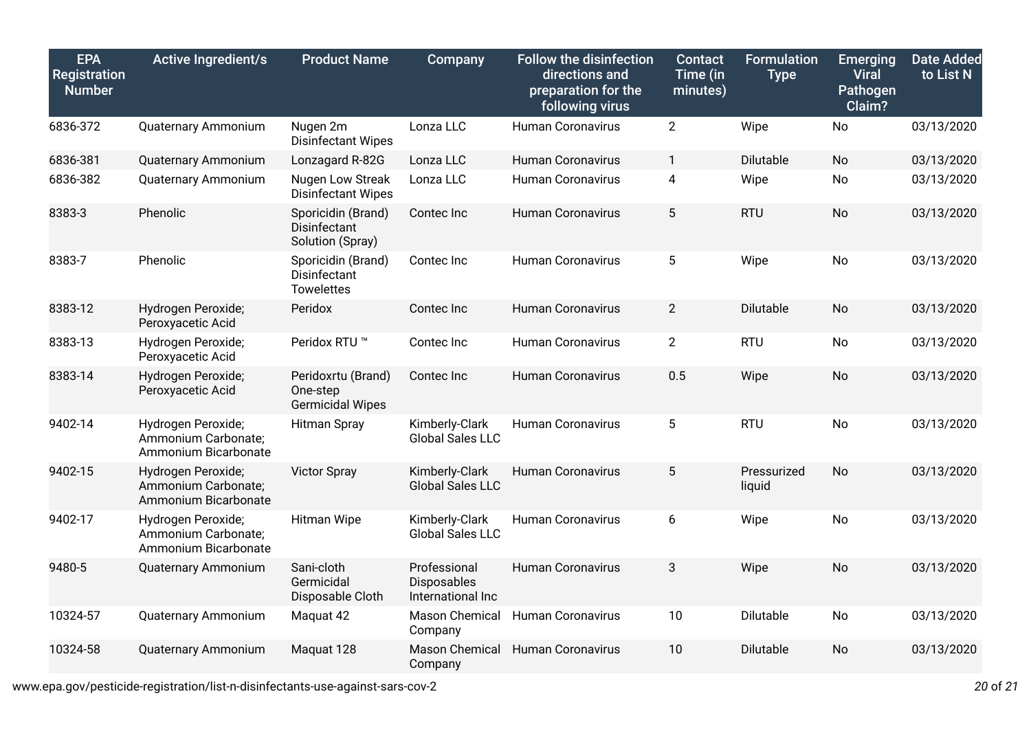| EPA Registration Number | Active Ingredient/s | Product Name | Company | Follow the disinfection directions and preparation for the following virus | Contact Time (in minutes) | Formulation Type | Emerging Viral Pathogen Claim? | Date Added to List N |
|---|---|---|---|---|---|---|---|---|
| 6836-372 | Quaternary Ammonium | Nugen 2m Disinfectant Wipes | Lonza LLC | Human Coronavirus | 2 | Wipe | No | 03/13/2020 |
| 6836-381 | Quaternary Ammonium | Lonzagard R-82G | Lonza LLC | Human Coronavirus | 1 | Dilutable | No | 03/13/2020 |
| 6836-382 | Quaternary Ammonium | Nugen Low Streak Disinfectant Wipes | Lonza LLC | Human Coronavirus | 4 | Wipe | No | 03/13/2020 |
| 8383-3 | Phenolic | Sporicidin (Brand) Disinfectant Solution (Spray) | Contec Inc | Human Coronavirus | 5 | RTU | No | 03/13/2020 |
| 8383-7 | Phenolic | Sporicidin (Brand) Disinfectant Towelettes | Contec Inc | Human Coronavirus | 5 | Wipe | No | 03/13/2020 |
| 8383-12 | Hydrogen Peroxide; Peroxyacetic Acid | Peridox | Contec Inc | Human Coronavirus | 2 | Dilutable | No | 03/13/2020 |
| 8383-13 | Hydrogen Peroxide; Peroxyacetic Acid | Peridox RTU ™ | Contec Inc | Human Coronavirus | 2 | RTU | No | 03/13/2020 |
| 8383-14 | Hydrogen Peroxide; Peroxyacetic Acid | Peridoxrtu (Brand) One-step Germicidal Wipes | Contec Inc | Human Coronavirus | 0.5 | Wipe | No | 03/13/2020 |
| 9402-14 | Hydrogen Peroxide; Ammonium Carbonate; Ammonium Bicarbonate | Hitman Spray | Kimberly-Clark Global Sales LLC | Human Coronavirus | 5 | RTU | No | 03/13/2020 |
| 9402-15 | Hydrogen Peroxide; Ammonium Carbonate; Ammonium Bicarbonate | Victor Spray | Kimberly-Clark Global Sales LLC | Human Coronavirus | 5 | Pressurized liquid | No | 03/13/2020 |
| 9402-17 | Hydrogen Peroxide; Ammonium Carbonate; Ammonium Bicarbonate | Hitman Wipe | Kimberly-Clark Global Sales LLC | Human Coronavirus | 6 | Wipe | No | 03/13/2020 |
| 9480-5 | Quaternary Ammonium | Sani-cloth Germicidal Disposable Cloth | Professional Disposables International Inc | Human Coronavirus | 3 | Wipe | No | 03/13/2020 |
| 10324-57 | Quaternary Ammonium | Maquat 42 | Mason Chemical Company | Human Coronavirus | 10 | Dilutable | No | 03/13/2020 |
| 10324-58 | Quaternary Ammonium | Maquat 128 | Mason Chemical Company | Human Coronavirus | 10 | Dilutable | No | 03/13/2020 |

www.epa.gov/pesticide-registration/list-n-disinfectants-use-against-sars-cov-2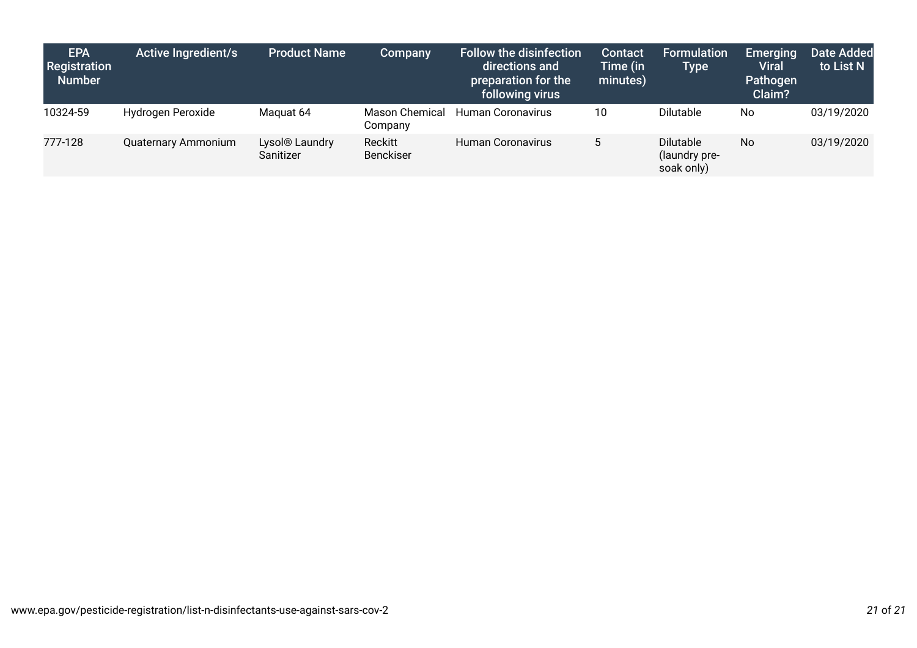| EPA Registration Number | Active Ingredient/s | Product Name | Company | Follow the disinfection directions and preparation for the following virus | Contact Time (in minutes) | Formulation Type | Emerging Viral Pathogen Claim? | Date Added to List N |
|---|---|---|---|---|---|---|---|---|
| 10324-59 | Hydrogen Peroxide | Maquat 64 | Mason Chemical Company | Human Coronavirus | 10 | Dilutable | No | 03/19/2020 |
| 777-128 | Quaternary Ammonium | Lysol® Laundry Sanitizer | Reckitt Benckiser | Human Coronavirus | 5 | Dilutable (laundry pre-soak only) | No | 03/19/2020 |